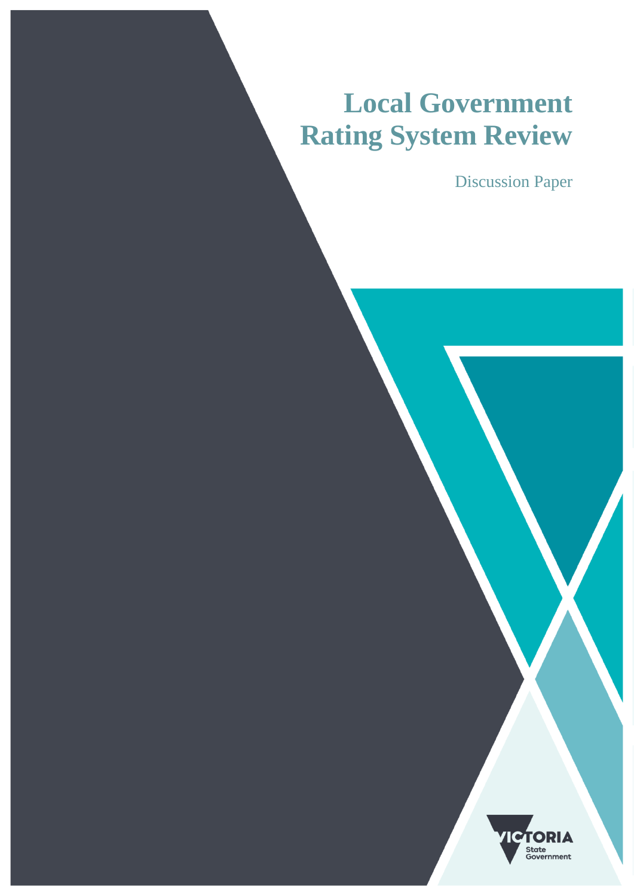# Local Government Rating System Review

Discussion Paper

VICTORIA State Government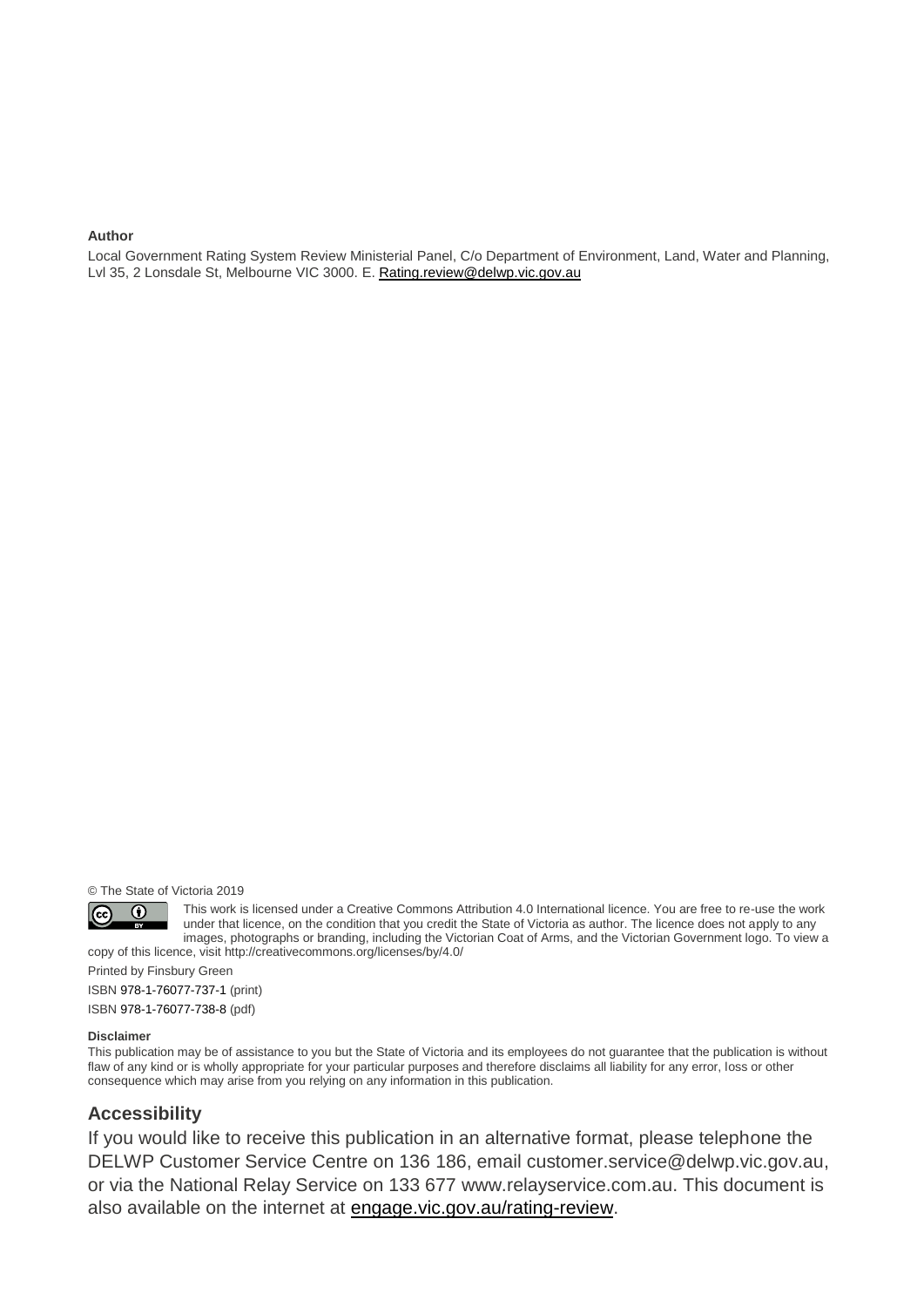**Author**

Local Government Rating System Review Ministerial Panel, C/o Department of Environment, Land, Water and Planning, Lvl 35, 2 Lonsdale St, Melbourne VIC 3000. E. Rating.review@delwp.vic.gov.au

© The State of Victoria 2019

This work is licensed under a Creative Commons Attribution 4.0 International licence. You are free to re-use the work under that licence, on the condition that you credit the State of Victoria as author. The licence does not apply to any images, photographs or branding, including the Victorian Coat of Arms, and the Victorian Government logo. To view a copy of this licence, visit http://creativecommons.org/licenses/by/4.0/

Printed by Finsbury Green

ISBN 978-1-76077-737-1 (print)

ISBN 978-1-76077-738-8 (pdf)

**Disclaimer**

This publication may be of assistance to you but the State of Victoria and its employees do not guarantee that the publication is without flaw of any kind or is wholly appropriate for your particular purposes and therefore disclaims all liability for any error, loss or other consequence which may arise from you relying on any information in this publication.

## Accessibility

If you would like to receive this publication in an alternative format, please telephone the DELWP Customer Service Centre on 136 186, email customer.service@delwp.vic.gov.au, or via the National Relay Service on 133 677 www.relayservice.com.au. This document is also available on the internet at engage.vic.gov.au/rating-review.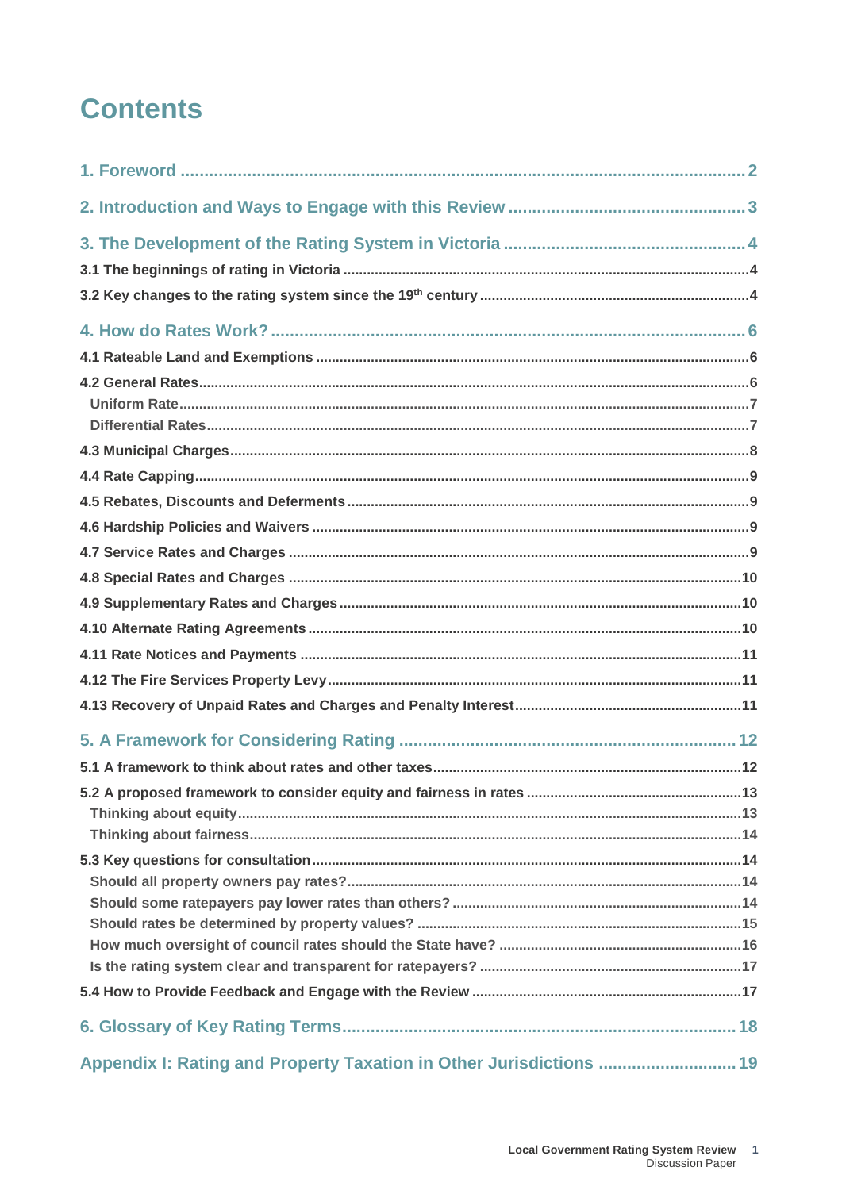# Contents

1. Foreword ....................................................................................................................... 2

2. Introduction and Ways to Engage with this Review ................................................. 3

3. The Development of the Rating System in Victoria ................................................. 4

3.1 The beginnings of rating in Victoria ........................................................................ 4

3.2 Key changes to the rating system since the 19th century ........................................ 4

4. How do Rates Work? ..................................................................................................... 6

4.1 Rateable Land and Exemptions ................................................................................ 6

4.2 General Rates ............................................................................................................ 6

Uniform Rate ................................................................................................................. 7

Differential Rates ........................................................................................................... 7

4.3 Municipal Charges ..................................................................................................... 8

4.4 Rate Capping ............................................................................................................. 9

4.5 Rebates, Discounts and Deferments ......................................................................... 9

4.6 Hardship Policies and Waivers ................................................................................. 9

4.7 Service Rates and Charges ........................................................................................ 9

4.8 Special Rates and Charges ...................................................................................... 10

4.9 Supplementary Rates and Charges ......................................................................... 10

4.10 Alternate Rating Agreements ................................................................................. 10

4.11 Rate Notices and Payments .................................................................................... 11

4.12 The Fire Services Property Levy ............................................................................ 11

4.13 Recovery of Unpaid Rates and Charges and Penalty Interest ................................ 11

5. A Framework for Considering Rating ...................................................................... 12

5.1 A framework to think about rates and other taxes ................................................. 12

5.2 A proposed framework to consider equity and fairness in rates ........................... 13

Thinking about equity ................................................................................................. 13

Thinking about fairness ............................................................................................... 14

5.3 Key questions for consultation ................................................................................ 14

Should all property owners pay rates? ........................................................................ 14

Should some ratepayers pay lower rates than others? ................................................ 14

Should rates be determined by property values? ....................................................... 15

How much oversight of council rates should the State have? .................................... 16

Is the rating system clear and transparent for ratepayers? ......................................... 17

5.4 How to Provide Feedback and Engage with the Review ......................................... 17

6. Glossary of Key Rating Terms .................................................................................. 18

Appendix I: Rating and Property Taxation in Other Jurisdictions ............................ 19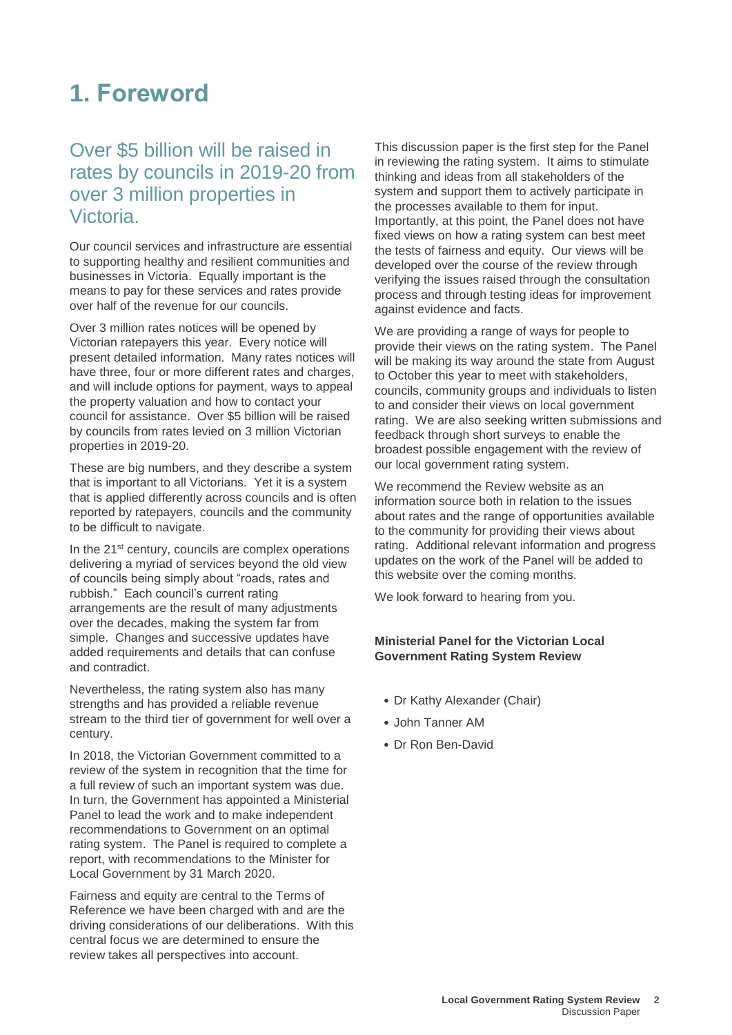# 1. Foreword

## Over $5 billion will be raised in rates by councils in 2019-20 from over 3 million properties in Victoria.

Our council services and infrastructure are essential to supporting healthy and resilient communities and businesses in Victoria. Equally important is the means to pay for these services and rates provide over half of the revenue for our councils.

Over 3 million rates notices will be opened by Victorian ratepayers this year. Every notice will present detailed information. Many rates notices will have three, four or more different rates and charges, and will include options for payment, ways to appeal the property valuation and how to contact your council for assistance. Over $5 billion will be raised by councils from rates levied on 3 million Victorian properties in 2019-20.

These are big numbers, and they describe a system that is important to all Victorians. Yet it is a system that is applied differently across councils and is often reported by ratepayers, councils and the community to be difficult to navigate.

In the 21st century, councils are complex operations delivering a myriad of services beyond the old view of councils being simply about "roads, rates and rubbish." Each council's current rating arrangements are the result of many adjustments over the decades, making the system far from simple. Changes and successive updates have added requirements and details that can confuse and contradict.

Nevertheless, the rating system also has many strengths and has provided a reliable revenue stream to the third tier of government for well over a century.

In 2018, the Victorian Government committed to a review of the system in recognition that the time for a full review of such an important system was due. In turn, the Government has appointed a Ministerial Panel to lead the work and to make independent recommendations to Government on an optimal rating system. The Panel is required to complete a report, with recommendations to the Minister for Local Government by 31 March 2020.

Fairness and equity are central to the Terms of Reference we have been charged with and are the driving considerations of our deliberations. With this central focus we are determined to ensure the review takes all perspectives into account.

This discussion paper is the first step for the Panel in reviewing the rating system. It aims to stimulate thinking and ideas from all stakeholders of the system and support them to actively participate in the processes available to them for input. Importantly, at this point, the Panel does not have fixed views on how a rating system can best meet the tests of fairness and equity. Our views will be developed over the course of the review through verifying the issues raised through the consultation process and through testing ideas for improvement against evidence and facts.

We are providing a range of ways for people to provide their views on the rating system. The Panel will be making its way around the state from August to October this year to meet with stakeholders, councils, community groups and individuals to listen to and consider their views on local government rating. We are also seeking written submissions and feedback through short surveys to enable the broadest possible engagement with the review of our local government rating system.

We recommend the Review website as an information source both in relation to the issues about rates and the range of opportunities available to the community for providing their views about rating. Additional relevant information and progress updates on the work of the Panel will be added to this website over the coming months.

We look forward to hearing from you.

**Ministerial Panel for the Victorian Local Government Rating System Review**

- Dr Kathy Alexander (Chair)
- John Tanner AM
- Dr Ron Ben-David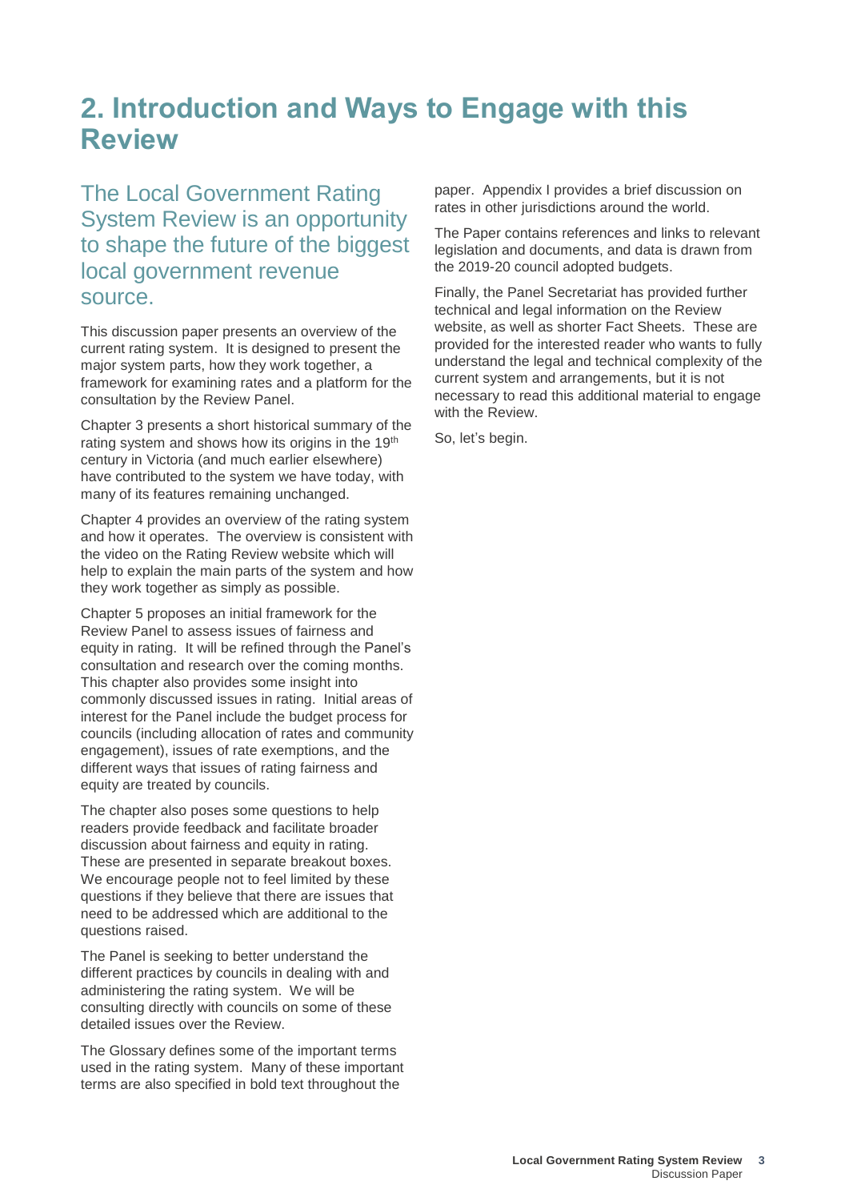# 2. Introduction and Ways to Engage with this Review

## The Local Government Rating System Review is an opportunity to shape the future of the biggest local government revenue source.

This discussion paper presents an overview of the current rating system. It is designed to present the major system parts, how they work together, a framework for examining rates and a platform for the consultation by the Review Panel.

Chapter 3 presents a short historical summary of the rating system and shows how its origins in the 19th century in Victoria (and much earlier elsewhere) have contributed to the system we have today, with many of its features remaining unchanged.

Chapter 4 provides an overview of the rating system and how it operates. The overview is consistent with the video on the Rating Review website which will help to explain the main parts of the system and how they work together as simply as possible.

Chapter 5 proposes an initial framework for the Review Panel to assess issues of fairness and equity in rating. It will be refined through the Panel's consultation and research over the coming months. This chapter also provides some insight into commonly discussed issues in rating. Initial areas of interest for the Panel include the budget process for councils (including allocation of rates and community engagement), issues of rate exemptions, and the different ways that issues of rating fairness and equity are treated by councils.

The chapter also poses some questions to help readers provide feedback and facilitate broader discussion about fairness and equity in rating. These are presented in separate breakout boxes. We encourage people not to feel limited by these questions if they believe that there are issues that need to be addressed which are additional to the questions raised.

The Panel is seeking to better understand the different practices by councils in dealing with and administering the rating system. We will be consulting directly with councils on some of these detailed issues over the Review.

The Glossary defines some of the important terms used in the rating system. Many of these important terms are also specified in bold text throughout the paper. Appendix I provides a brief discussion on rates in other jurisdictions around the world.

The Paper contains references and links to relevant legislation and documents, and data is drawn from the 2019-20 council adopted budgets.

Finally, the Panel Secretariat has provided further technical and legal information on the Review website, as well as shorter Fact Sheets. These are provided for the interested reader who wants to fully understand the legal and technical complexity of the current system and arrangements, but it is not necessary to read this additional material to engage with the Review.

So, let's begin.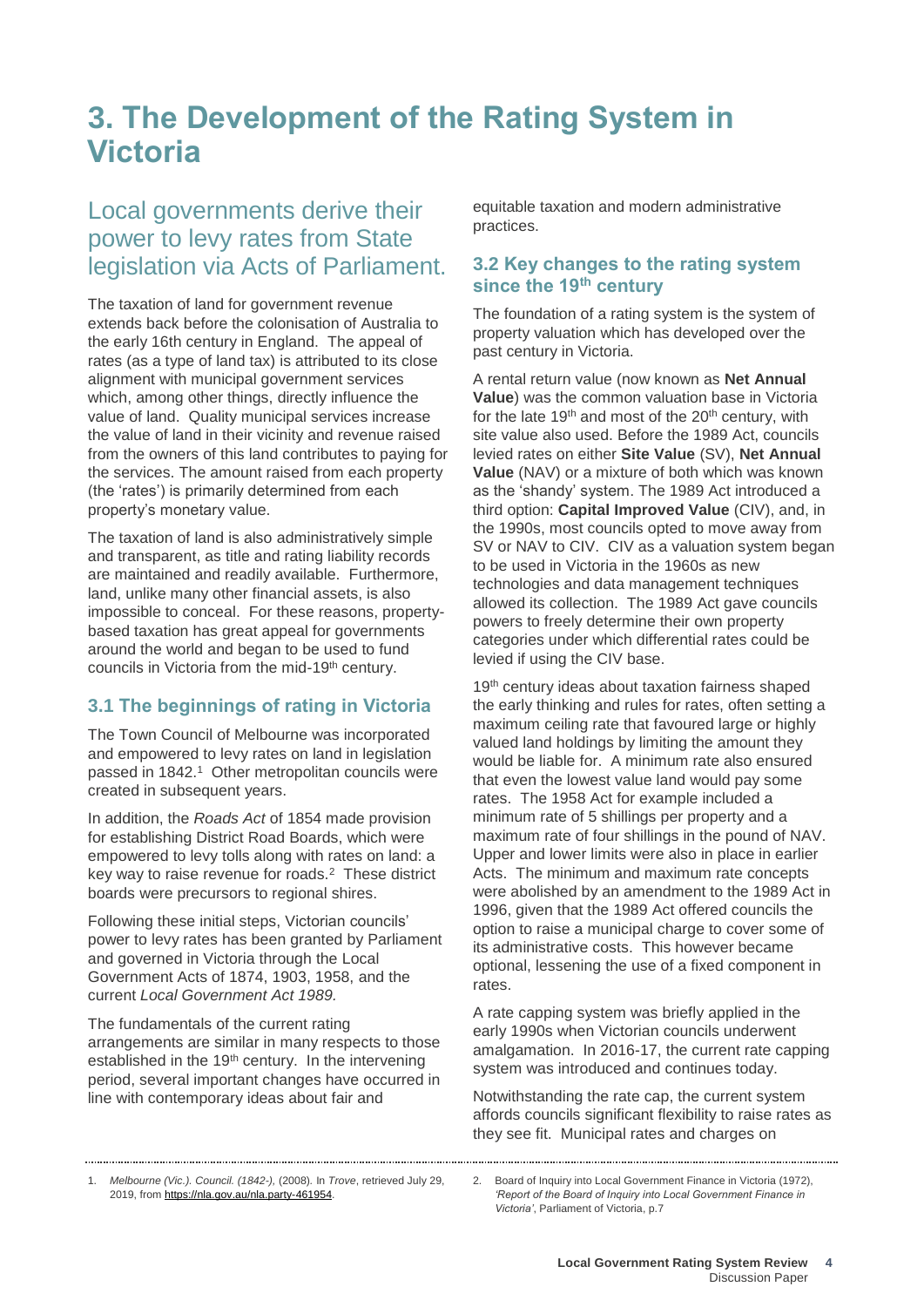# 3. The Development of the Rating System in Victoria

## Local governments derive their power to levy rates from State legislation via Acts of Parliament.

The taxation of land for government revenue extends back before the colonisation of Australia to the early 16th century in England. The appeal of rates (as a type of land tax) is attributed to its close alignment with municipal government services which, among other things, directly influence the value of land. Quality municipal services increase the value of land in their vicinity and revenue raised from the owners of this land contributes to paying for the services. The amount raised from each property (the 'rates') is primarily determined from each property's monetary value.

The taxation of land is also administratively simple and transparent, as title and rating liability records are maintained and readily available. Furthermore, land, unlike many other financial assets, is also impossible to conceal. For these reasons, property-based taxation has great appeal for governments around the world and began to be used to fund councils in Victoria from the mid-19th century.

### 3.1 The beginnings of rating in Victoria

The Town Council of Melbourne was incorporated and empowered to levy rates on land in legislation passed in 1842.[1] Other metropolitan councils were created in subsequent years.

In addition, the *Roads Act* of 1854 made provision for establishing District Road Boards, which were empowered to levy tolls along with rates on land: a key way to raise revenue for roads.[2] These district boards were precursors to regional shires.

Following these initial steps, Victorian councils' power to levy rates has been granted by Parliament and governed in Victoria through the Local Government Acts of 1874, 1903, 1958, and the current *Local Government Act 1989.*

The fundamentals of the current rating arrangements are similar in many respects to those established in the 19th century. In the intervening period, several important changes have occurred in line with contemporary ideas about fair and equitable taxation and modern administrative practices.

### 3.2 Key changes to the rating system since the 19th century

The foundation of a rating system is the system of property valuation which has developed over the past century in Victoria.

A rental return value (now known as **Net Annual Value**) was the common valuation base in Victoria for the late 19th and most of the 20th century, with site value also used. Before the 1989 Act, councils levied rates on either **Site Value** (SV), **Net Annual Value** (NAV) or a mixture of both which was known as the 'shandy' system. The 1989 Act introduced a third option: **Capital Improved Value** (CIV), and, in the 1990s, most councils opted to move away from SV or NAV to CIV. CIV as a valuation system began to be used in Victoria in the 1960s as new technologies and data management techniques allowed its collection. The 1989 Act gave councils powers to freely determine their own property categories under which differential rates could be levied if using the CIV base.

19th century ideas about taxation fairness shaped the early thinking and rules for rates, often setting a maximum ceiling rate that favoured large or highly valued land holdings by limiting the amount they would be liable for. A minimum rate also ensured that even the lowest value land would pay some rates. The 1958 Act for example included a minimum rate of 5 shillings per property and a maximum rate of four shillings in the pound of NAV. Upper and lower limits were also in place in earlier Acts. The minimum and maximum rate concepts were abolished by an amendment to the 1989 Act in 1996, given that the 1989 Act offered councils the option to raise a municipal charge to cover some of its administrative costs. This however became optional, lessening the use of a fixed component in rates.

A rate capping system was briefly applied in the early 1990s when Victorian councils underwent amalgamation. In 2016-17, the current rate capping system was introduced and continues today.

Notwithstanding the rate cap, the current system affords councils significant flexibility to raise rates as they see fit. Municipal rates and charges on

---

1. *Melbourne (Vic.). Council. (1842-)*, (2008). In *Trove*, retrieved July 29, 2019, from https://nla.gov.au/nla.party-461954.

2. Board of Inquiry into Local Government Finance in Victoria (1972), *'Report of the Board of Inquiry into Local Government Finance in Victoria'*, Parliament of Victoria, p.7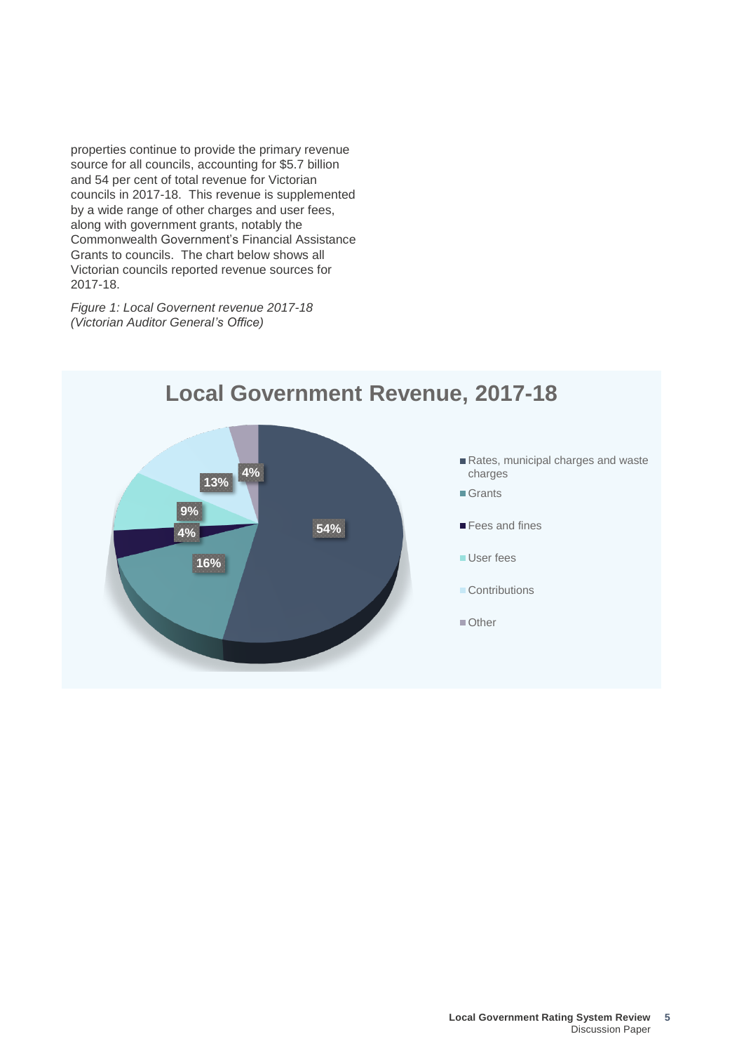properties continue to provide the primary revenue source for all councils, accounting for $5.7 billion and 54 per cent of total revenue for Victorian councils in 2017-18. This revenue is supplemented by a wide range of other charges and user fees, along with government grants, notably the Commonwealth Government's Financial Assistance Grants to councils. The chart below shows all Victorian councils reported revenue sources for 2017-18.

*Figure 1: Local Governent revenue 2017-18 (Victorian Auditor General's Office)*

**Local Government Revenue, 2017-18**

| Revenue source | Share |
| --- | --- |
| Rates, municipal charges and waste charges | 54% |
| Grants | 16% |
| Fees and fines | 4% |
| User fees | 9% |
| Contributions | 13% |
| Other | 4% |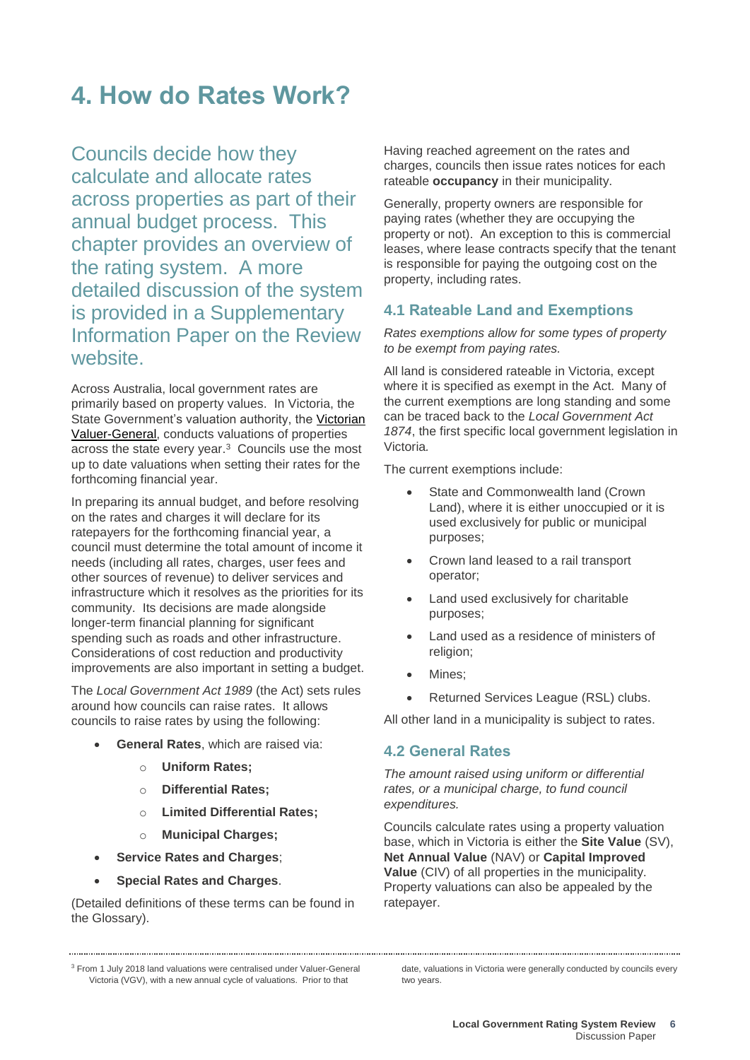# 4. How do Rates Work?

Councils decide how they calculate and allocate rates across properties as part of their annual budget process. This chapter provides an overview of the rating system. A more detailed discussion of the system is provided in a Supplementary Information Paper on the Review website.

Across Australia, local government rates are primarily based on property values. In Victoria, the State Government's valuation authority, the Victorian Valuer-General, conducts valuations of properties across the state every year.[3] Councils use the most up to date valuations when setting their rates for the forthcoming financial year.

In preparing its annual budget, and before resolving on the rates and charges it will declare for its ratepayers for the forthcoming financial year, a council must determine the total amount of income it needs (including all rates, charges, user fees and other sources of revenue) to deliver services and infrastructure which it resolves as the priorities for its community. Its decisions are made alongside longer-term financial planning for significant spending such as roads and other infrastructure. Considerations of cost reduction and productivity improvements are also important in setting a budget.

The *Local Government Act 1989* (the Act) sets rules around how councils can raise rates. It allows councils to raise rates by using the following:

- **General Rates**, which are raised via:
  - **Uniform Rates;**
  - **Differential Rates;**
  - **Limited Differential Rates;**
  - **Municipal Charges;**
- **Service Rates and Charges**;
- **Special Rates and Charges**.

(Detailed definitions of these terms can be found in the Glossary).

Having reached agreement on the rates and charges, councils then issue rates notices for each rateable **occupancy** in their municipality.

Generally, property owners are responsible for paying rates (whether they are occupying the property or not). An exception to this is commercial leases, where lease contracts specify that the tenant is responsible for paying the outgoing cost on the property, including rates.

## 4.1 Rateable Land and Exemptions

*Rates exemptions allow for some types of property to be exempt from paying rates.*

All land is considered rateable in Victoria, except where it is specified as exempt in the Act. Many of the current exemptions are long standing and some can be traced back to the *Local Government Act 1874*, the first specific local government legislation in Victoria*.*

The current exemptions include:

- State and Commonwealth land (Crown Land), where it is either unoccupied or it is used exclusively for public or municipal purposes;
- Crown land leased to a rail transport operator;
- Land used exclusively for charitable purposes;
- Land used as a residence of ministers of religion;
- Mines;
- Returned Services League (RSL) clubs.

All other land in a municipality is subject to rates.

## 4.2 General Rates

*The amount raised using uniform or differential rates, or a municipal charge, to fund council expenditures.*

Councils calculate rates using a property valuation base, which in Victoria is either the **Site Value** (SV), **Net Annual Value** (NAV) or **Capital Improved Value** (CIV) of all properties in the municipality. Property valuations can also be appealed by the ratepayer.

[3] From 1 July 2018 land valuations were centralised under Valuer-General Victoria (VGV), with a new annual cycle of valuations. Prior to that date, valuations in Victoria were generally conducted by councils every two years.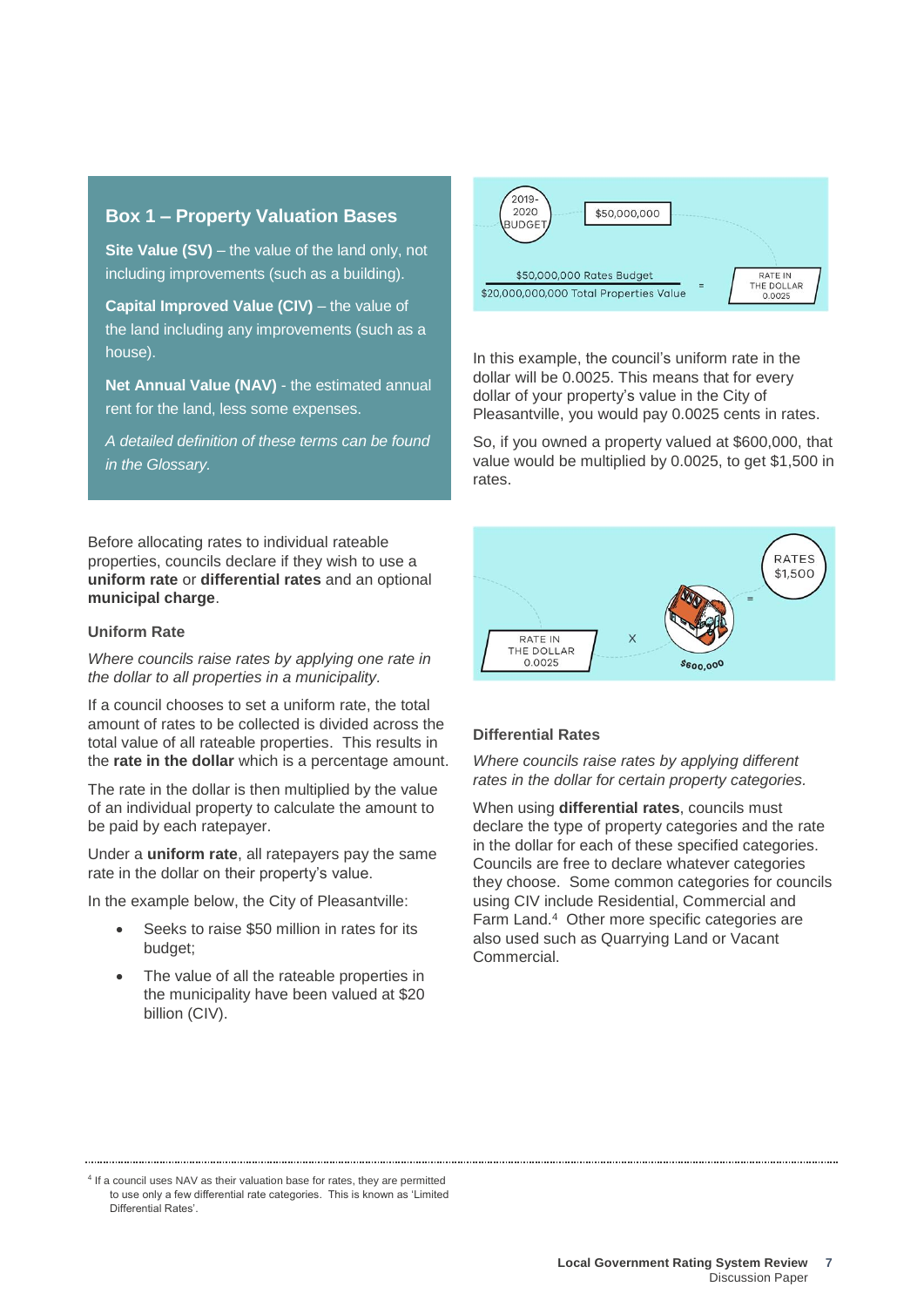> **Box 1 – Property Valuation Bases**
>
> **Site Value (SV)** – the value of the land only, not including improvements (such as a building).
>
> **Capital Improved Value (CIV)** – the value of the land including any improvements (such as a house).
>
> **Net Annual Value (NAV)** - the estimated annual rent for the land, less some expenses.
>
> *A detailed definition of these terms can be found in the Glossary.*

Before allocating rates to individual rateable properties, councils declare if they wish to use a **uniform rate** or **differential rates** and an optional **municipal charge**.

### Uniform Rate

*Where councils raise rates by applying one rate in the dollar to all properties in a municipality.*

If a council chooses to set a uniform rate, the total amount of rates to be collected is divided across the total value of all rateable properties. This results in the **rate in the dollar** which is a percentage amount.

The rate in the dollar is then multiplied by the value of an individual property to calculate the amount to be paid by each ratepayer.

Under a **uniform rate**, all ratepayers pay the same rate in the dollar on their property's value.

In the example below, the City of Pleasantville:

- Seeks to raise $50 million in rates for its budget;
- The value of all the rateable properties in the municipality have been valued at $20 billion (CIV).

2019-2020 BUDGET
$50,000,000
$50,000,000 Rates Budget
$20,000,000,000 Total Properties Value
=
RATE IN THE DOLLAR 0.0025

In this example, the council's uniform rate in the dollar will be 0.0025. This means that for every dollar of your property's value in the City of Pleasantville, you would pay 0.0025 cents in rates.

So, if you owned a property valued at $600,000, that value would be multiplied by 0.0025, to get $1,500 in rates.

RATE IN THE DOLLAR 0.0025
X
$600,000
=
RATES $1,500

### Differential Rates

*Where councils raise rates by applying different rates in the dollar for certain property categories.*

When using **differential rates**, councils must declare the type of property categories and the rate in the dollar for each of these specified categories. Councils are free to declare whatever categories they choose. Some common categories for councils using CIV include Residential, Commercial and Farm Land.[4] Other more specific categories are also used such as Quarrying Land or Vacant Commercial.

[4] If a council uses NAV as their valuation base for rates, they are permitted to use only a few differential rate categories. This is known as 'Limited Differential Rates'.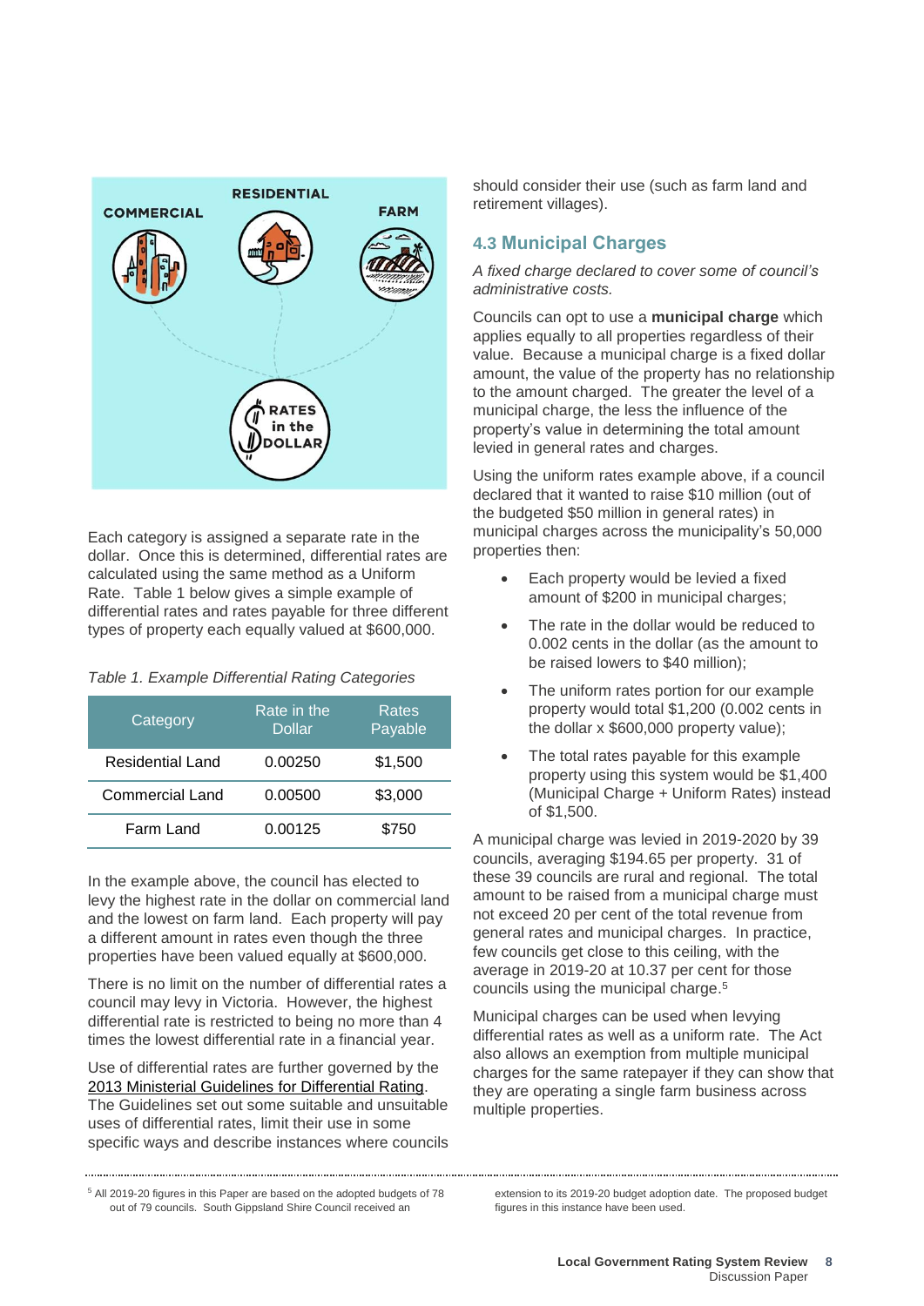COMMERCIAL

RESIDENTIAL

FARM

RATES in the DOLLAR

Each category is assigned a separate rate in the dollar. Once this is determined, differential rates are calculated using the same method as a Uniform Rate. Table 1 below gives a simple example of differential rates and rates payable for three different types of property each equally valued at $600,000.

*Table 1. Example Differential Rating Categories*

| Category | Rate in the Dollar | Rates Payable |
|---|---|---|
| Residential Land | 0.00250 | $1,500 |
| Commercial Land | 0.00500 | $3,000 |
| Farm Land | 0.00125 | $750 |

In the example above, the council has elected to levy the highest rate in the dollar on commercial land and the lowest on farm land. Each property will pay a different amount in rates even though the three properties have been valued equally at $600,000.

There is no limit on the number of differential rates a council may levy in Victoria. However, the highest differential rate is restricted to being no more than 4 times the lowest differential rate in a financial year.

Use of differential rates are further governed by the 2013 Ministerial Guidelines for Differential Rating. The Guidelines set out some suitable and unsuitable uses of differential rates, limit their use in some specific ways and describe instances where councils should consider their use (such as farm land and retirement villages).

## 4.3 Municipal Charges

*A fixed charge declared to cover some of council's administrative costs.*

Councils can opt to use a **municipal charge** which applies equally to all properties regardless of their value. Because a municipal charge is a fixed dollar amount, the value of the property has no relationship to the amount charged. The greater the level of a municipal charge, the less the influence of the property's value in determining the total amount levied in general rates and charges.

Using the uniform rates example above, if a council declared that it wanted to raise $10 million (out of the budgeted $50 million in general rates) in municipal charges across the municipality's 50,000 properties then:

- Each property would be levied a fixed amount of $200 in municipal charges;
- The rate in the dollar would be reduced to 0.002 cents in the dollar (as the amount to be raised lowers to $40 million);
- The uniform rates portion for our example property would total $1,200 (0.002 cents in the dollar x $600,000 property value);
- The total rates payable for this example property using this system would be $1,400 (Municipal Charge + Uniform Rates) instead of $1,500.

A municipal charge was levied in 2019-2020 by 39 councils, averaging $194.65 per property. 31 of these 39 councils are rural and regional. The total amount to be raised from a municipal charge must not exceed 20 per cent of the total revenue from general rates and municipal charges. In practice, few councils get close to this ceiling, with the average in 2019-20 at 10.37 per cent for those councils using the municipal charge.[5]

Municipal charges can be used when levying differential rates as well as a uniform rate. The Act also allows an exemption from multiple municipal charges for the same ratepayer if they can show that they are operating a single farm business across multiple properties.

---

[5] All 2019-20 figures in this Paper are based on the adopted budgets of 78 out of 79 councils. South Gippsland Shire Council received an extension to its 2019-20 budget adoption date. The proposed budget figures in this instance have been used.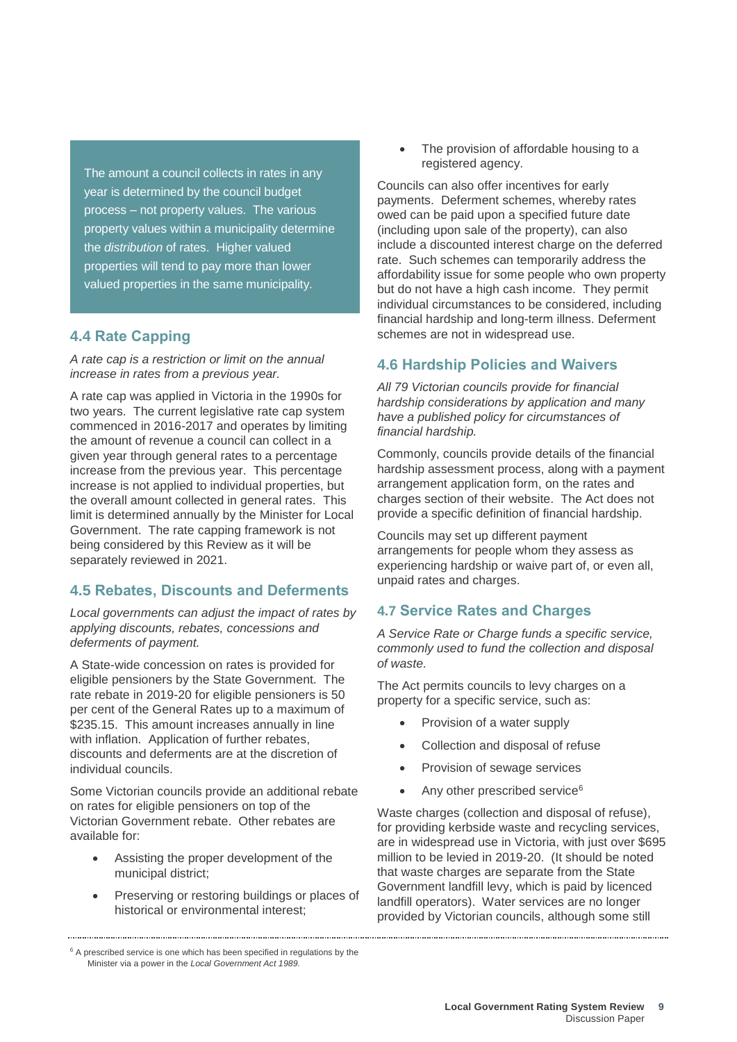The amount a council collects in rates in any year is determined by the council budget process – not property values. The various property values within a municipality determine the *distribution* of rates. Higher valued properties will tend to pay more than lower valued properties in the same municipality.

## 4.4 Rate Capping

*A rate cap is a restriction or limit on the annual increase in rates from a previous year.*

A rate cap was applied in Victoria in the 1990s for two years. The current legislative rate cap system commenced in 2016-2017 and operates by limiting the amount of revenue a council can collect in a given year through general rates to a percentage increase from the previous year. This percentage increase is not applied to individual properties, but the overall amount collected in general rates. This limit is determined annually by the Minister for Local Government. The rate capping framework is not being considered by this Review as it will be separately reviewed in 2021.

## 4.5 Rebates, Discounts and Deferments

*Local governments can adjust the impact of rates by applying discounts, rebates, concessions and deferments of payment.*

A State-wide concession on rates is provided for eligible pensioners by the State Government. The rate rebate in 2019-20 for eligible pensioners is 50 per cent of the General Rates up to a maximum of $235.15. This amount increases annually in line with inflation. Application of further rebates, discounts and deferments are at the discretion of individual councils.

Some Victorian councils provide an additional rebate on rates for eligible pensioners on top of the Victorian Government rebate. Other rebates are available for:

- Assisting the proper development of the municipal district;
- Preserving or restoring buildings or places of historical or environmental interest;
- The provision of affordable housing to a registered agency.

Councils can also offer incentives for early payments. Deferment schemes, whereby rates owed can be paid upon a specified future date (including upon sale of the property), can also include a discounted interest charge on the deferred rate. Such schemes can temporarily address the affordability issue for some people who own property but do not have a high cash income. They permit individual circumstances to be considered, including financial hardship and long-term illness. Deferment schemes are not in widespread use.

## 4.6 Hardship Policies and Waivers

*All 79 Victorian councils provide for financial hardship considerations by application and many have a published policy for circumstances of financial hardship.*

Commonly, councils provide details of the financial hardship assessment process, along with a payment arrangement application form, on the rates and charges section of their website. The Act does not provide a specific definition of financial hardship.

Councils may set up different payment arrangements for people whom they assess as experiencing hardship or waive part of, or even all, unpaid rates and charges.

## 4.7 Service Rates and Charges

*A Service Rate or Charge funds a specific service, commonly used to fund the collection and disposal of waste.*

The Act permits councils to levy charges on a property for a specific service, such as:

- Provision of a water supply
- Collection and disposal of refuse
- Provision of sewage services
- Any other prescribed service[6]

Waste charges (collection and disposal of refuse), for providing kerbside waste and recycling services, are in widespread use in Victoria, with just over $695 million to be levied in 2019-20. (It should be noted that waste charges are separate from the State Government landfill levy, which is paid by licenced landfill operators). Water services are no longer provided by Victorian councils, although some still

[6] A prescribed service is one which has been specified in regulations by the Minister via a power in the *Local Government Act 1989.*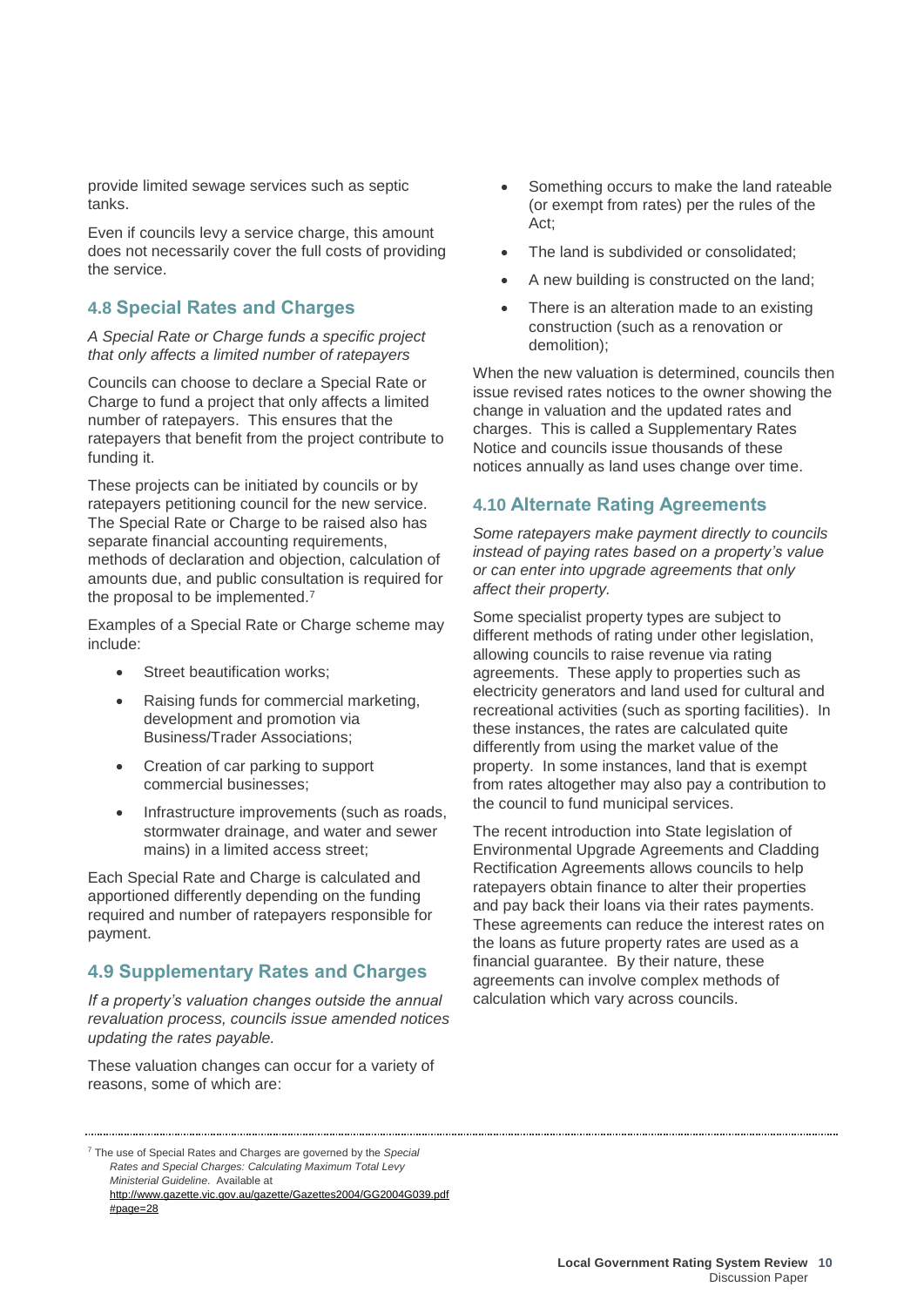provide limited sewage services such as septic tanks.

Even if councils levy a service charge, this amount does not necessarily cover the full costs of providing the service.

## 4.8 Special Rates and Charges

*A Special Rate or Charge funds a specific project that only affects a limited number of ratepayers*

Councils can choose to declare a Special Rate or Charge to fund a project that only affects a limited number of ratepayers. This ensures that the ratepayers that benefit from the project contribute to funding it.

These projects can be initiated by councils or by ratepayers petitioning council for the new service. The Special Rate or Charge to be raised also has separate financial accounting requirements, methods of declaration and objection, calculation of amounts due, and public consultation is required for the proposal to be implemented.[7]

Examples of a Special Rate or Charge scheme may include:

- Street beautification works;
- Raising funds for commercial marketing, development and promotion via Business/Trader Associations;
- Creation of car parking to support commercial businesses;
- Infrastructure improvements (such as roads, stormwater drainage, and water and sewer mains) in a limited access street;

Each Special Rate and Charge is calculated and apportioned differently depending on the funding required and number of ratepayers responsible for payment.

## 4.9 Supplementary Rates and Charges

*If a property's valuation changes outside the annual revaluation process, councils issue amended notices updating the rates payable.*

These valuation changes can occur for a variety of reasons, some of which are:

- Something occurs to make the land rateable (or exempt from rates) per the rules of the Act;
- The land is subdivided or consolidated;
- A new building is constructed on the land;
- There is an alteration made to an existing construction (such as a renovation or demolition);

When the new valuation is determined, councils then issue revised rates notices to the owner showing the change in valuation and the updated rates and charges. This is called a Supplementary Rates Notice and councils issue thousands of these notices annually as land uses change over time.

## 4.10 Alternate Rating Agreements

*Some ratepayers make payment directly to councils instead of paying rates based on a property's value or can enter into upgrade agreements that only affect their property.*

Some specialist property types are subject to different methods of rating under other legislation, allowing councils to raise revenue via rating agreements. These apply to properties such as electricity generators and land used for cultural and recreational activities (such as sporting facilities). In these instances, the rates are calculated quite differently from using the market value of the property. In some instances, land that is exempt from rates altogether may also pay a contribution to the council to fund municipal services.

The recent introduction into State legislation of Environmental Upgrade Agreements and Cladding Rectification Agreements allows councils to help ratepayers obtain finance to alter their properties and pay back their loans via their rates payments. These agreements can reduce the interest rates on the loans as future property rates are used as a financial guarantee. By their nature, these agreements can involve complex methods of calculation which vary across councils.

---

[7] The use of Special Rates and Charges are governed by the *Special Rates and Special Charges: Calculating Maximum Total Levy Ministerial Guideline*. Available at http://www.gazette.vic.gov.au/gazette/Gazettes2004/GG2004G039.pdf#page=28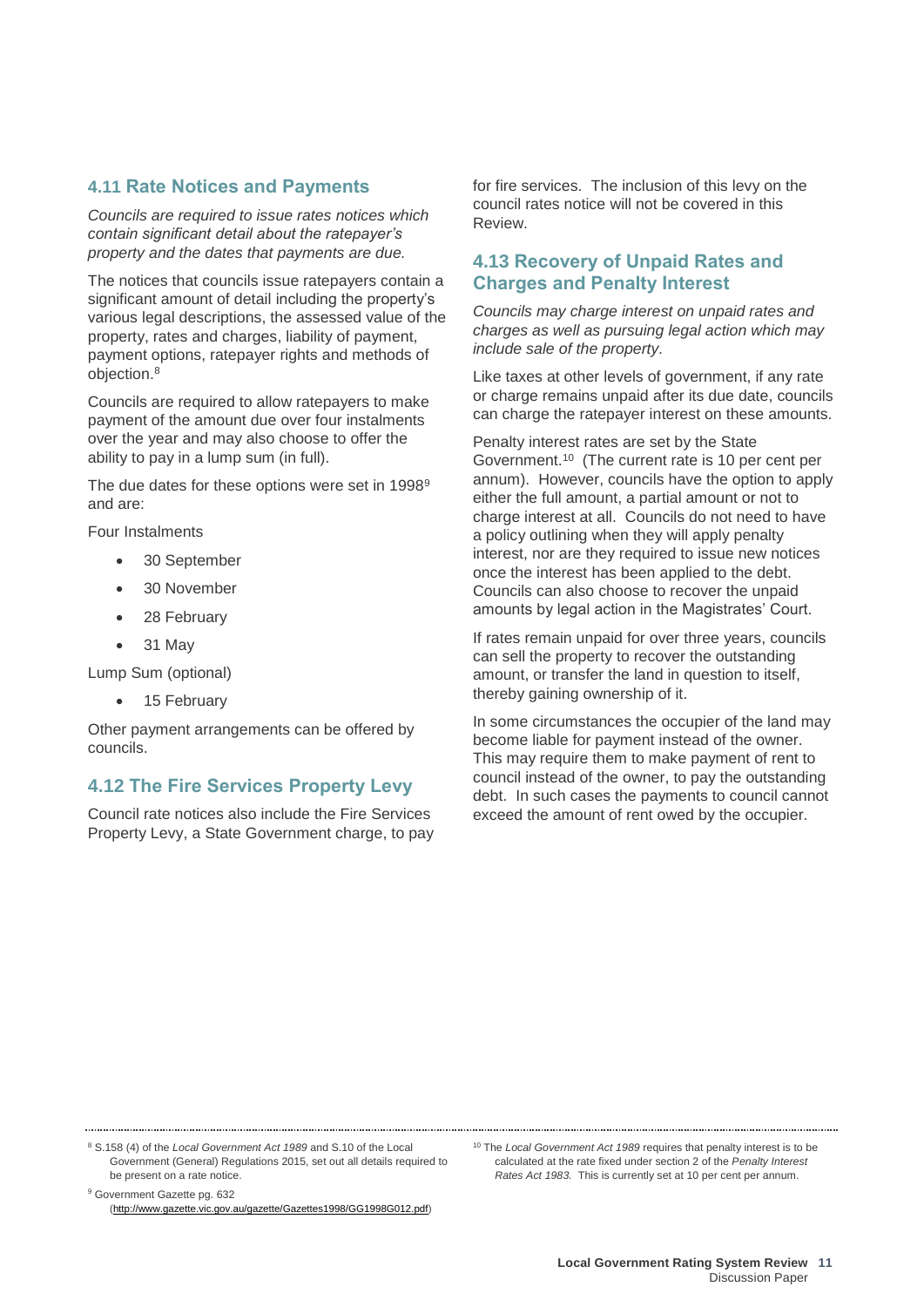### 4.11 Rate Notices and Payments

*Councils are required to issue rates notices which contain significant detail about the ratepayer's property and the dates that payments are due.*

The notices that councils issue ratepayers contain a significant amount of detail including the property's various legal descriptions, the assessed value of the property, rates and charges, liability of payment, payment options, ratepayer rights and methods of objection.[8]

Councils are required to allow ratepayers to make payment of the amount due over four instalments over the year and may also choose to offer the ability to pay in a lump sum (in full).

The due dates for these options were set in 1998[9] and are:

Four Instalments

- 30 September
- 30 November
- 28 February
- 31 May

Lump Sum (optional)

- 15 February

Other payment arrangements can be offered by councils.

### 4.12 The Fire Services Property Levy

Council rate notices also include the Fire Services Property Levy, a State Government charge, to pay for fire services. The inclusion of this levy on the council rates notice will not be covered in this Review.

### 4.13 Recovery of Unpaid Rates and Charges and Penalty Interest

*Councils may charge interest on unpaid rates and charges as well as pursuing legal action which may include sale of the property.*

Like taxes at other levels of government, if any rate or charge remains unpaid after its due date, councils can charge the ratepayer interest on these amounts.

Penalty interest rates are set by the State Government.[10] (The current rate is 10 per cent per annum). However, councils have the option to apply either the full amount, a partial amount or not to charge interest at all. Councils do not need to have a policy outlining when they will apply penalty interest, nor are they required to issue new notices once the interest has been applied to the debt. Councils can also choose to recover the unpaid amounts by legal action in the Magistrates' Court.

If rates remain unpaid for over three years, councils can sell the property to recover the outstanding amount, or transfer the land in question to itself, thereby gaining ownership of it.

In some circumstances the occupier of the land may become liable for payment instead of the owner. This may require them to make payment of rent to council instead of the owner, to pay the outstanding debt. In such cases the payments to council cannot exceed the amount of rent owed by the occupier.

---

[8] S.158 (4) of the *Local Government Act 1989* and S.10 of the Local Government (General) Regulations 2015, set out all details required to be present on a rate notice.

[9] Government Gazette pg. 632 (http://www.gazette.vic.gov.au/gazette/Gazettes1998/GG1998G012.pdf)

[10] The *Local Government Act 1989* requires that penalty interest is to be calculated at the rate fixed under section 2 of the *Penalty Interest Rates Act 1983.* This is currently set at 10 per cent per annum.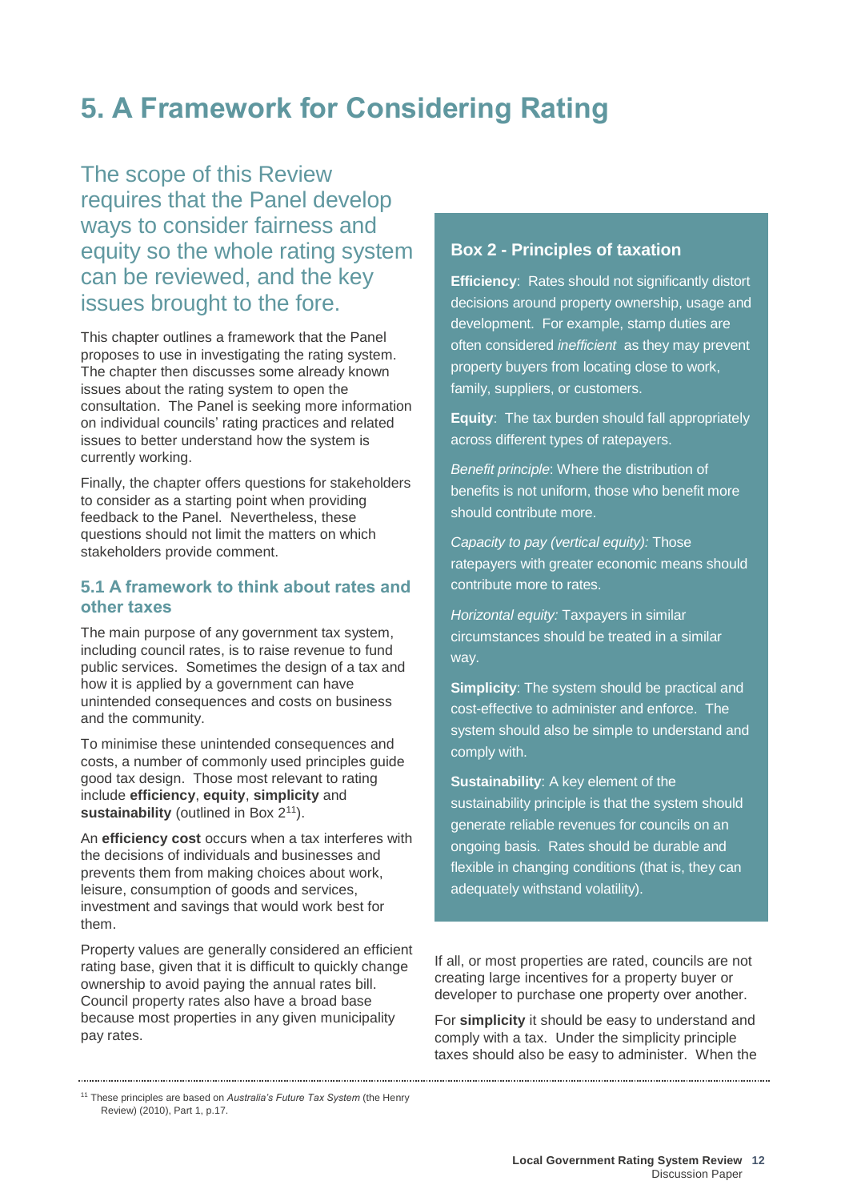# 5. A Framework for Considering Rating

The scope of this Review requires that the Panel develop ways to consider fairness and equity so the whole rating system can be reviewed, and the key issues brought to the fore.

This chapter outlines a framework that the Panel proposes to use in investigating the rating system. The chapter then discusses some already known issues about the rating system to open the consultation. The Panel is seeking more information on individual councils' rating practices and related issues to better understand how the system is currently working.

Finally, the chapter offers questions for stakeholders to consider as a starting point when providing feedback to the Panel. Nevertheless, these questions should not limit the matters on which stakeholders provide comment.

## 5.1 A framework to think about rates and other taxes

The main purpose of any government tax system, including council rates, is to raise revenue to fund public services. Sometimes the design of a tax and how it is applied by a government can have unintended consequences and costs on business and the community.

To minimise these unintended consequences and costs, a number of commonly used principles guide good tax design. Those most relevant to rating include **efficiency**, **equity**, **simplicity** and **sustainability** (outlined in Box 2[11]).

An **efficiency cost** occurs when a tax interferes with the decisions of individuals and businesses and prevents them from making choices about work, leisure, consumption of goods and services, investment and savings that would work best for them.

Property values are generally considered an efficient rating base, given that it is difficult to quickly change ownership to avoid paying the annual rates bill. Council property rates also have a broad base because most properties in any given municipality pay rates.

> **Box 2 - Principles of taxation**
>
> **Efficiency**: Rates should not significantly distort decisions around property ownership, usage and development. For example, stamp duties are often considered *inefficient* as they may prevent property buyers from locating close to work, family, suppliers, or customers.
>
> **Equity**: The tax burden should fall appropriately across different types of ratepayers.
>
> *Benefit principle*: Where the distribution of benefits is not uniform, those who benefit more should contribute more.
>
> *Capacity to pay (vertical equity):* Those ratepayers with greater economic means should contribute more to rates.
>
> *Horizontal equity:* Taxpayers in similar circumstances should be treated in a similar way.
>
> **Simplicity**: The system should be practical and cost-effective to administer and enforce. The system should also be simple to understand and comply with.
>
> **Sustainability**: A key element of the sustainability principle is that the system should generate reliable revenues for councils on an ongoing basis. Rates should be durable and flexible in changing conditions (that is, they can adequately withstand volatility).

If all, or most properties are rated, councils are not creating large incentives for a property buyer or developer to purchase one property over another.

For **simplicity** it should be easy to understand and comply with a tax. Under the simplicity principle taxes should also be easy to administer. When the

[11] These principles are based on *Australia's Future Tax System* (the Henry Review) (2010), Part 1, p.17.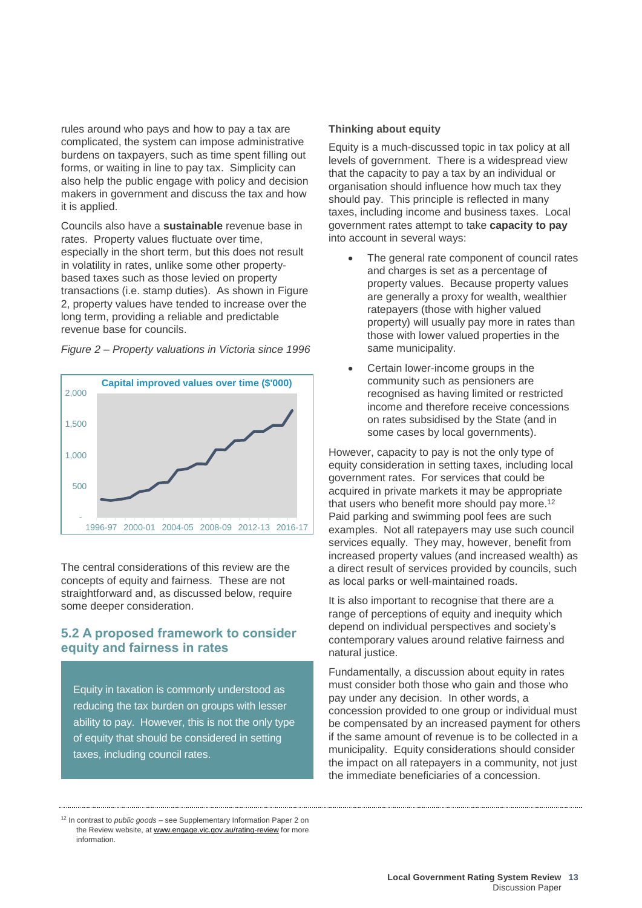rules around who pays and how to pay a tax are complicated, the system can impose administrative burdens on taxpayers, such as time spent filling out forms, or waiting in line to pay tax. Simplicity can also help the public engage with policy and decision makers in government and discuss the tax and how it is applied.

Councils also have a **sustainable** revenue base in rates. Property values fluctuate over time, especially in the short term, but this does not result in volatility in rates, unlike some other property-based taxes such as those levied on property transactions (i.e. stamp duties). As shown in Figure 2, property values have tended to increase over the long term, providing a reliable and predictable revenue base for councils.

*Figure 2 – Property valuations in Victoria since 1996*

Capital improved values over time ($'000)

2,000
1,500
1,000
500
-

1996-97 2000-01 2004-05 2008-09 2012-13 2016-17

The central considerations of this review are the concepts of equity and fairness. These are not straightforward and, as discussed below, require some deeper consideration.

## 5.2 A proposed framework to consider equity and fairness in rates

> Equity in taxation is commonly understood as reducing the tax burden on groups with lesser ability to pay. However, this is not the only type of equity that should be considered in setting taxes, including council rates.

**Thinking about equity**

Equity is a much-discussed topic in tax policy at all levels of government. There is a widespread view that the capacity to pay a tax by an individual or organisation should influence how much tax they should pay. This principle is reflected in many taxes, including income and business taxes. Local government rates attempt to take **capacity to pay** into account in several ways:

- The general rate component of council rates and charges is set as a percentage of property values. Because property values are generally a proxy for wealth, wealthier ratepayers (those with higher valued property) will usually pay more in rates than those with lower valued properties in the same municipality.
- Certain lower-income groups in the community such as pensioners are recognised as having limited or restricted income and therefore receive concessions on rates subsidised by the State (and in some cases by local governments).

However, capacity to pay is not the only type of equity consideration in setting taxes, including local government rates. For services that could be acquired in private markets it may be appropriate that users who benefit more should pay more.[12] Paid parking and swimming pool fees are such examples. Not all ratepayers may use such council services equally. They may, however, benefit from increased property values (and increased wealth) as a direct result of services provided by councils, such as local parks or well-maintained roads.

It is also important to recognise that there are a range of perceptions of equity and inequity which depend on individual perspectives and society's contemporary values around relative fairness and natural justice.

Fundamentally, a discussion about equity in rates must consider both those who gain and those who pay under any decision. In other words, a concession provided to one group or individual must be compensated by an increased payment for others if the same amount of revenue is to be collected in a municipality. Equity considerations should consider the impact on all ratepayers in a community, not just the immediate beneficiaries of a concession.

---

[12] In contrast to *public goods* – see Supplementary Information Paper 2 on the Review website, at www.engage.vic.gov.au/rating-review for more information.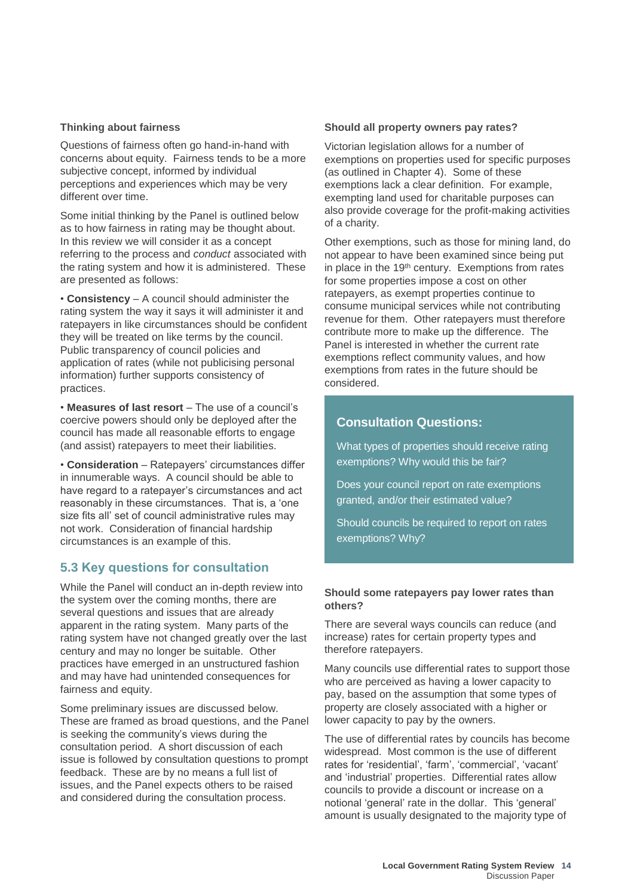### Thinking about fairness

Questions of fairness often go hand-in-hand with concerns about equity. Fairness tends to be a more subjective concept, informed by individual perceptions and experiences which may be very different over time.

Some initial thinking by the Panel is outlined below as to how fairness in rating may be thought about. In this review we will consider it as a concept referring to the process and *conduct* associated with the rating system and how it is administered. These are presented as follows:

- **Consistency** – A council should administer the rating system the way it says it will administer it and ratepayers in like circumstances should be confident they will be treated on like terms by the council. Public transparency of council policies and application of rates (while not publicising personal information) further supports consistency of practices.
- **Measures of last resort** – The use of a council's coercive powers should only be deployed after the council has made all reasonable efforts to engage (and assist) ratepayers to meet their liabilities.
- **Consideration** – Ratepayers' circumstances differ in innumerable ways. A council should be able to have regard to a ratepayer's circumstances and act reasonably in these circumstances. That is, a 'one size fits all' set of council administrative rules may not work. Consideration of financial hardship circumstances is an example of this.

## 5.3 Key questions for consultation

While the Panel will conduct an in-depth review into the system over the coming months, there are several questions and issues that are already apparent in the rating system. Many parts of the rating system have not changed greatly over the last century and may no longer be suitable. Other practices have emerged in an unstructured fashion and may have had unintended consequences for fairness and equity.

Some preliminary issues are discussed below. These are framed as broad questions, and the Panel is seeking the community's views during the consultation period. A short discussion of each issue is followed by consultation questions to prompt feedback. These are by no means a full list of issues, and the Panel expects others to be raised and considered during the consultation process.

### Should all property owners pay rates?

Victorian legislation allows for a number of exemptions on properties used for specific purposes (as outlined in Chapter 4). Some of these exemptions lack a clear definition. For example, exempting land used for charitable purposes can also provide coverage for the profit-making activities of a charity.

Other exemptions, such as those for mining land, do not appear to have been examined since being put in place in the 19th century. Exemptions from rates for some properties impose a cost on other ratepayers, as exempt properties continue to consume municipal services while not contributing revenue for them. Other ratepayers must therefore contribute more to make up the difference. The Panel is interested in whether the current rate exemptions reflect community values, and how exemptions from rates in the future should be considered.

#### Consultation Questions:

What types of properties should receive rating exemptions? Why would this be fair?

Does your council report on rate exemptions granted, and/or their estimated value?

Should councils be required to report on rates exemptions? Why?

### Should some ratepayers pay lower rates than others?

There are several ways councils can reduce (and increase) rates for certain property types and therefore ratepayers.

Many councils use differential rates to support those who are perceived as having a lower capacity to pay, based on the assumption that some types of property are closely associated with a higher or lower capacity to pay by the owners.

The use of differential rates by councils has become widespread. Most common is the use of different rates for 'residential', 'farm', 'commercial', 'vacant' and 'industrial' properties. Differential rates allow councils to provide a discount or increase on a notional 'general' rate in the dollar. This 'general' amount is usually designated to the majority type of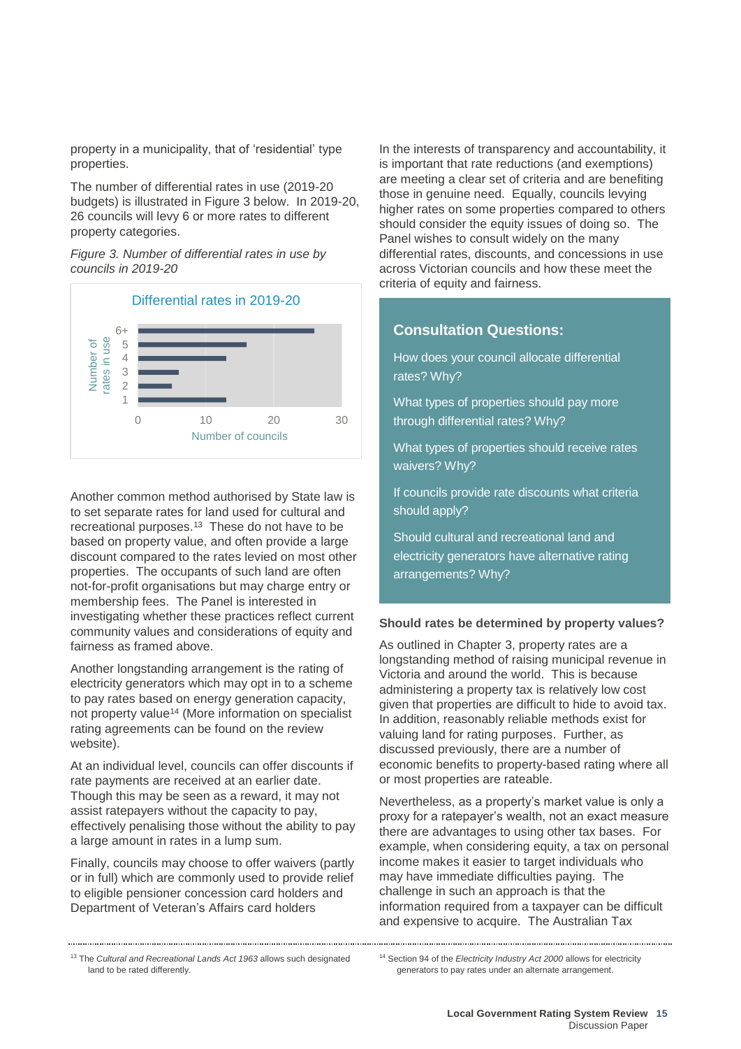property in a municipality, that of 'residential' type properties.

The number of differential rates in use (2019-20 budgets) is illustrated in Figure 3 below. In 2019-20, 26 councils will levy 6 or more rates to different property categories.

*Figure 3. Number of differential rates in use by councils in 2019-20*

Differential rates in 2019-20

Number of rates in use

6+
5
4
3
2
1

0
10
20
30

Number of councils

Another common method authorised by State law is to set separate rates for land used for cultural and recreational purposes.[13] These do not have to be based on property value, and often provide a large discount compared to the rates levied on most other properties. The occupants of such land are often not-for-profit organisations but may charge entry or membership fees. The Panel is interested in investigating whether these practices reflect current community values and considerations of equity and fairness as framed above.

Another longstanding arrangement is the rating of electricity generators which may opt in to a scheme to pay rates based on energy generation capacity, not property value[14] (More information on specialist rating agreements can be found on the review website).

At an individual level, councils can offer discounts if rate payments are received at an earlier date. Though this may be seen as a reward, it may not assist ratepayers without the capacity to pay, effectively penalising those without the ability to pay a large amount in rates in a lump sum.

Finally, councils may choose to offer waivers (partly or in full) which are commonly used to provide relief to eligible pensioner concession card holders and Department of Veteran's Affairs card holders

In the interests of transparency and accountability, it is important that rate reductions (and exemptions) are meeting a clear set of criteria and are benefiting those in genuine need. Equally, councils levying higher rates on some properties compared to others should consider the equity issues of doing so. The Panel wishes to consult widely on the many differential rates, discounts, and concessions in use across Victorian councils and how these meet the criteria of equity and fairness.

**Consultation Questions:**

How does your council allocate differential rates? Why?

What types of properties should pay more through differential rates? Why?

What types of properties should receive rates waivers? Why?

If councils provide rate discounts what criteria should apply?

Should cultural and recreational land and electricity generators have alternative rating arrangements? Why?

### Should rates be determined by property values?

As outlined in Chapter 3, property rates are a longstanding method of raising municipal revenue in Victoria and around the world. This is because administering a property tax is relatively low cost given that properties are difficult to hide to avoid tax. In addition, reasonably reliable methods exist for valuing land for rating purposes. Further, as discussed previously, there are a number of economic benefits to property-based rating where all or most properties are rateable.

Nevertheless, as a property's market value is only a proxy for a ratepayer's wealth, not an exact measure there are advantages to using other tax bases. For example, when considering equity, a tax on personal income makes it easier to target individuals who may have immediate difficulties paying. The challenge in such an approach is that the information required from a taxpayer can be difficult and expensive to acquire. The Australian Tax

[13] The *Cultural and Recreational Lands Act 1963* allows such designated land to be rated differently.

[14] Section 94 of the *Electricity Industry Act 2000* allows for electricity generators to pay rates under an alternate arrangement.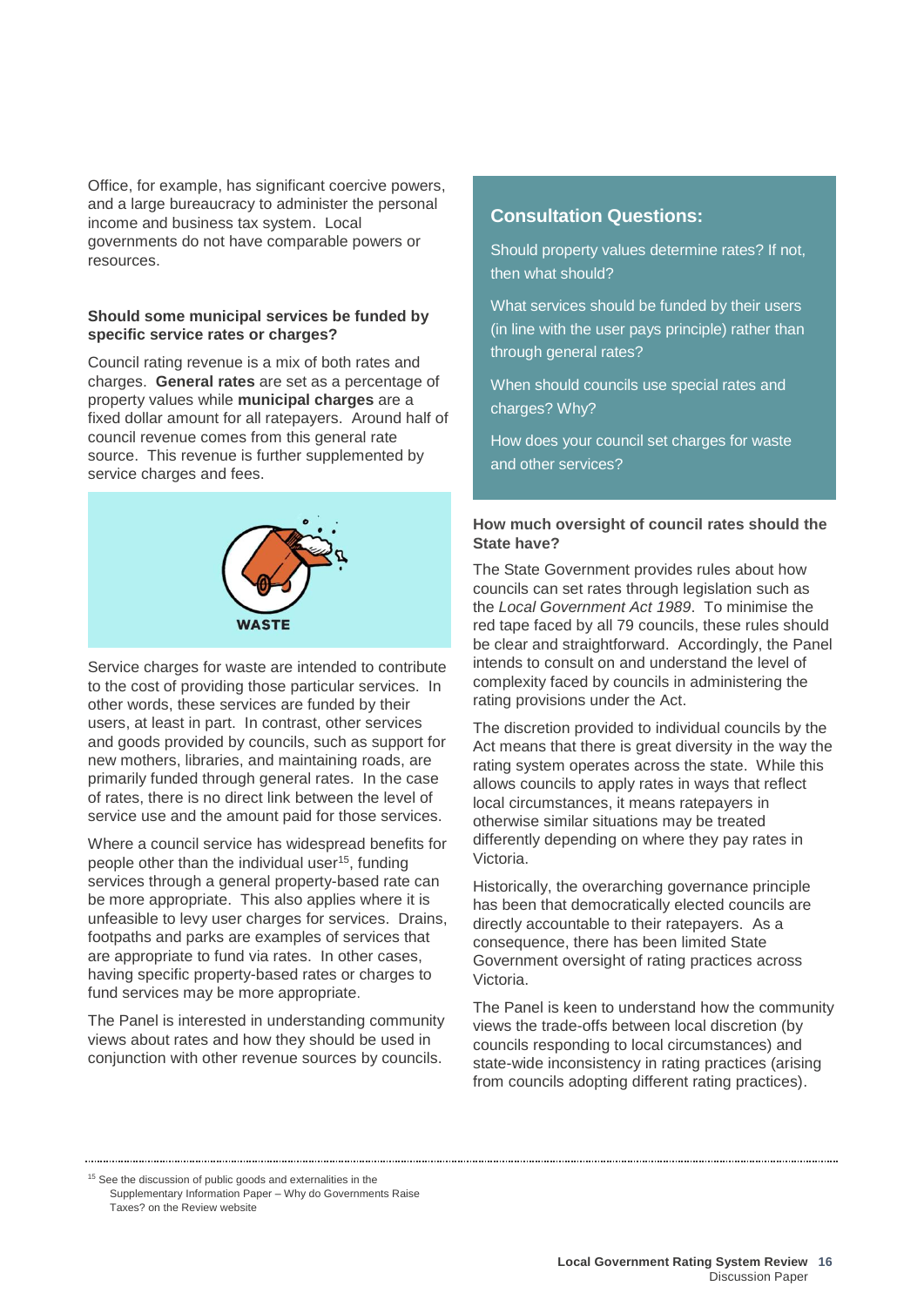Office, for example, has significant coercive powers, and a large bureaucracy to administer the personal income and business tax system. Local governments do not have comparable powers or resources.

### Should some municipal services be funded by specific service rates or charges?

Council rating revenue is a mix of both rates and charges. **General rates** are set as a percentage of property values while **municipal charges** are a fixed dollar amount for all ratepayers. Around half of council revenue comes from this general rate source. This revenue is further supplemented by service charges and fees.

WASTE

Service charges for waste are intended to contribute to the cost of providing those particular services. In other words, these services are funded by their users, at least in part. In contrast, other services and goods provided by councils, such as support for new mothers, libraries, and maintaining roads, are primarily funded through general rates. In the case of rates, there is no direct link between the level of service use and the amount paid for those services.

Where a council service has widespread benefits for people other than the individual user[15], funding services through a general property-based rate can be more appropriate. This also applies where it is unfeasible to levy user charges for services. Drains, footpaths and parks are examples of services that are appropriate to fund via rates. In other cases, having specific property-based rates or charges to fund services may be more appropriate.

The Panel is interested in understanding community views about rates and how they should be used in conjunction with other revenue sources by councils.

## Consultation Questions:

Should property values determine rates? If not, then what should?

What services should be funded by their users (in line with the user pays principle) rather than through general rates?

When should councils use special rates and charges? Why?

How does your council set charges for waste and other services?

### How much oversight of council rates should the State have?

The State Government provides rules about how councils can set rates through legislation such as the *Local Government Act 1989*. To minimise the red tape faced by all 79 councils, these rules should be clear and straightforward. Accordingly, the Panel intends to consult on and understand the level of complexity faced by councils in administering the rating provisions under the Act.

The discretion provided to individual councils by the Act means that there is great diversity in the way the rating system operates across the state. While this allows councils to apply rates in ways that reflect local circumstances, it means ratepayers in otherwise similar situations may be treated differently depending on where they pay rates in Victoria.

Historically, the overarching governance principle has been that democratically elected councils are directly accountable to their ratepayers. As a consequence, there has been limited State Government oversight of rating practices across Victoria.

The Panel is keen to understand how the community views the trade-offs between local discretion (by councils responding to local circumstances) and state-wide inconsistency in rating practices (arising from councils adopting different rating practices).

---

[15] See the discussion of public goods and externalities in the Supplementary Information Paper – Why do Governments Raise Taxes? on the Review website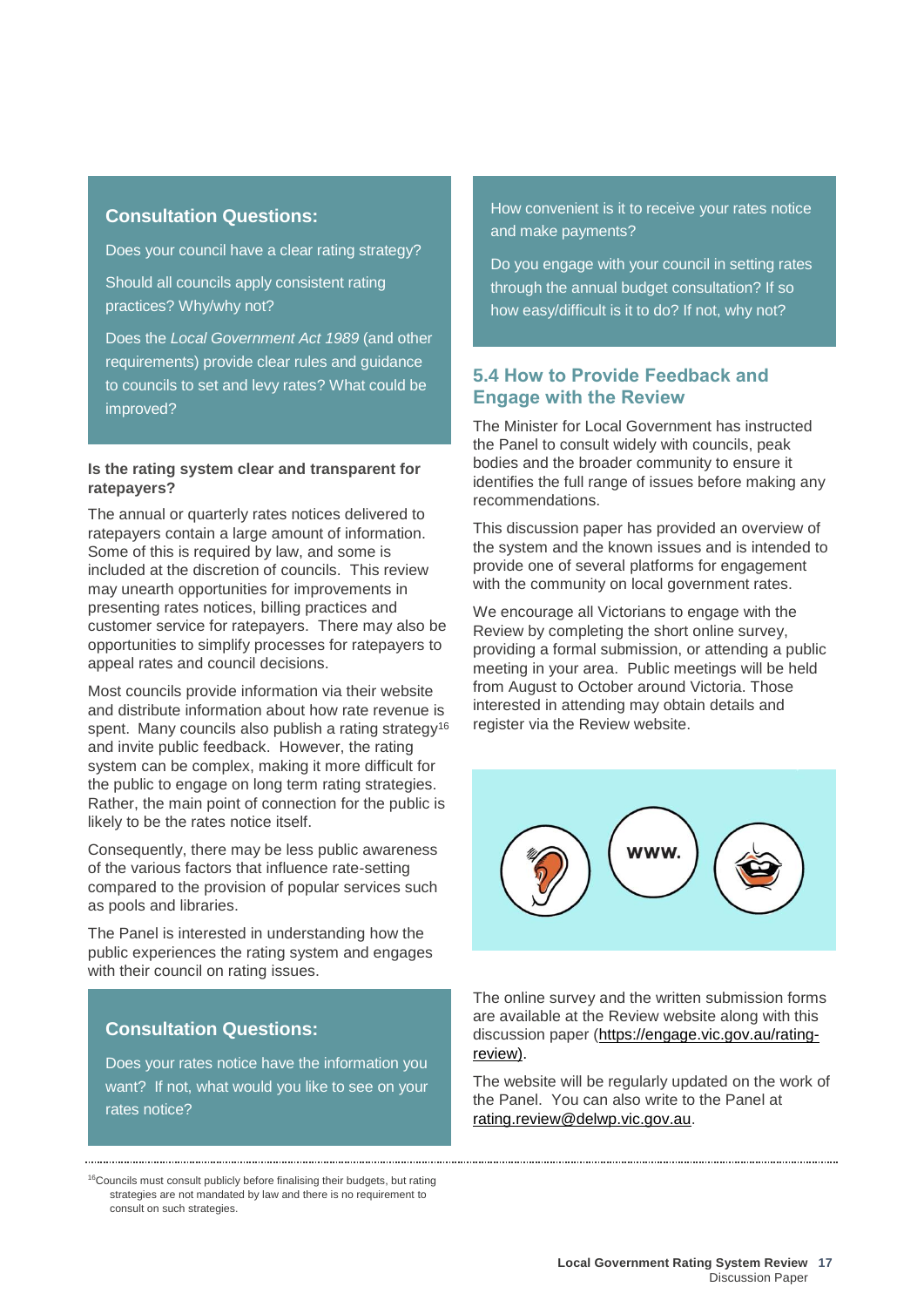### Consultation Questions:

Does your council have a clear rating strategy?

Should all councils apply consistent rating practices? Why/why not?

Does the *Local Government Act 1989* (and other requirements) provide clear rules and guidance to councils to set and levy rates? What could be improved?

**Is the rating system clear and transparent for ratepayers?**

The annual or quarterly rates notices delivered to ratepayers contain a large amount of information. Some of this is required by law, and some is included at the discretion of councils. This review may unearth opportunities for improvements in presenting rates notices, billing practices and customer service for ratepayers. There may also be opportunities to simplify processes for ratepayers to appeal rates and council decisions.

Most councils provide information via their website and distribute information about how rate revenue is spent. Many councils also publish a rating strategy[16] and invite public feedback. However, the rating system can be complex, making it more difficult for the public to engage on long term rating strategies. Rather, the main point of connection for the public is likely to be the rates notice itself.

Consequently, there may be less public awareness of the various factors that influence rate-setting compared to the provision of popular services such as pools and libraries.

The Panel is interested in understanding how the public experiences the rating system and engages with their council on rating issues.

### Consultation Questions:

Does your rates notice have the information you want? If not, what would you like to see on your rates notice?

How convenient is it to receive your rates notice and make payments?

Do you engage with your council in setting rates through the annual budget consultation? If so how easy/difficult is it to do? If not, why not?

## 5.4 How to Provide Feedback and Engage with the Review

The Minister for Local Government has instructed the Panel to consult widely with councils, peak bodies and the broader community to ensure it identifies the full range of issues before making any recommendations.

This discussion paper has provided an overview of the system and the known issues and is intended to provide one of several platforms for engagement with the community on local government rates.

We encourage all Victorians to engage with the Review by completing the short online survey, providing a formal submission, or attending a public meeting in your area. Public meetings will be held from August to October around Victoria. Those interested in attending may obtain details and register via the Review website.

www.

The online survey and the written submission forms are available at the Review website along with this discussion paper (https://engage.vic.gov.au/rating-review).

The website will be regularly updated on the work of the Panel. You can also write to the Panel at rating.review@delwp.vic.gov.au.

[16] Councils must consult publicly before finalising their budgets, but rating strategies are not mandated by law and there is no requirement to consult on such strategies.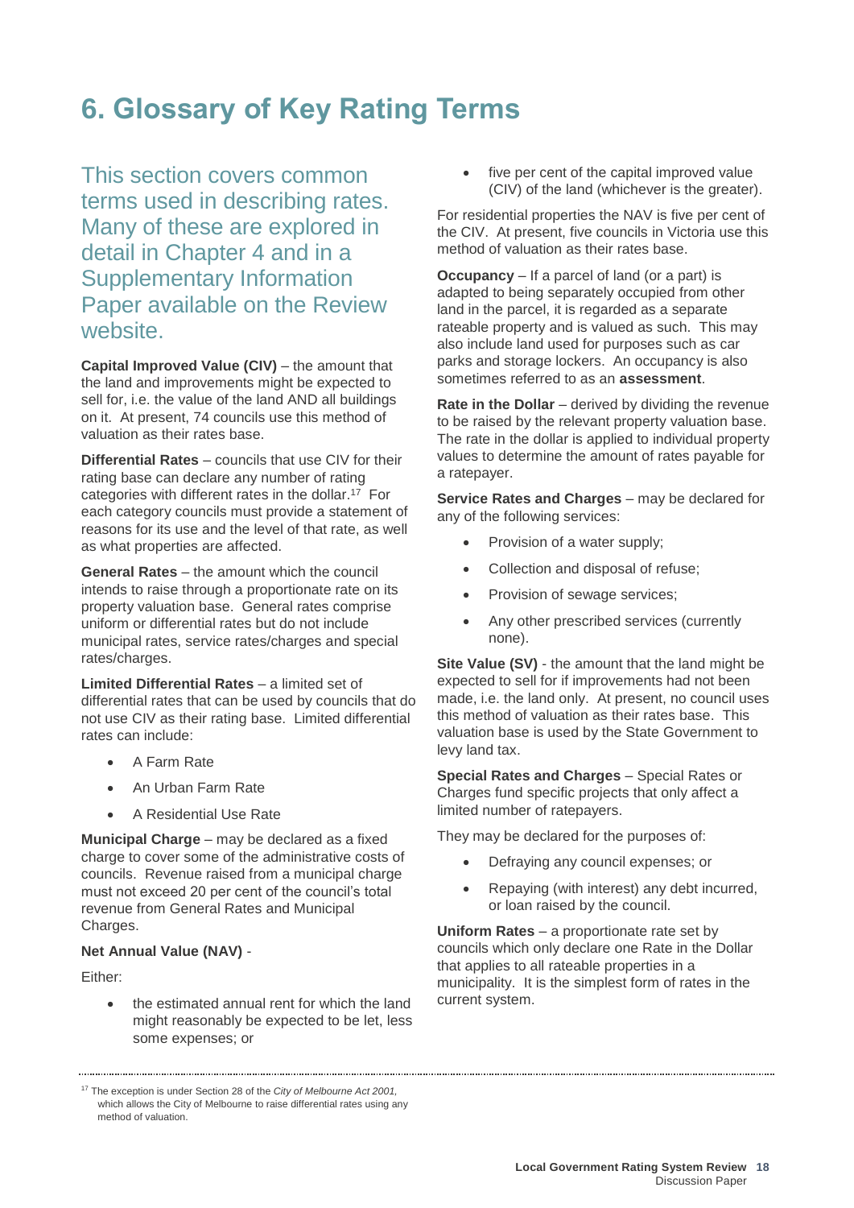# 6. Glossary of Key Rating Terms

This section covers common terms used in describing rates. Many of these are explored in detail in Chapter 4 and in a Supplementary Information Paper available on the Review website.

**Capital Improved Value (CIV)** – the amount that the land and improvements might be expected to sell for, i.e. the value of the land AND all buildings on it. At present, 74 councils use this method of valuation as their rates base.

**Differential Rates** – councils that use CIV for their rating base can declare any number of rating categories with different rates in the dollar.[17] For each category councils must provide a statement of reasons for its use and the level of that rate, as well as what properties are affected.

**General Rates** – the amount which the council intends to raise through a proportionate rate on its property valuation base. General rates comprise uniform or differential rates but do not include municipal rates, service rates/charges and special rates/charges.

**Limited Differential Rates** – a limited set of differential rates that can be used by councils that do not use CIV as their rating base. Limited differential rates can include:

- A Farm Rate
- An Urban Farm Rate
- A Residential Use Rate

**Municipal Charge** – may be declared as a fixed charge to cover some of the administrative costs of councils. Revenue raised from a municipal charge must not exceed 20 per cent of the council's total revenue from General Rates and Municipal Charges.

**Net Annual Value (NAV)** -

Either:

- the estimated annual rent for which the land might reasonably be expected to be let, less some expenses; or
- five per cent of the capital improved value (CIV) of the land (whichever is the greater).

For residential properties the NAV is five per cent of the CIV. At present, five councils in Victoria use this method of valuation as their rates base.

**Occupancy** – If a parcel of land (or a part) is adapted to being separately occupied from other land in the parcel, it is regarded as a separate rateable property and is valued as such. This may also include land used for purposes such as car parks and storage lockers. An occupancy is also sometimes referred to as an **assessment**.

**Rate in the Dollar** – derived by dividing the revenue to be raised by the relevant property valuation base. The rate in the dollar is applied to individual property values to determine the amount of rates payable for a ratepayer.

**Service Rates and Charges** – may be declared for any of the following services:

- Provision of a water supply;
- Collection and disposal of refuse;
- Provision of sewage services;
- Any other prescribed services (currently none).

**Site Value (SV)** - the amount that the land might be expected to sell for if improvements had not been made, i.e. the land only. At present, no council uses this method of valuation as their rates base. This valuation base is used by the State Government to levy land tax.

**Special Rates and Charges** – Special Rates or Charges fund specific projects that only affect a limited number of ratepayers.

They may be declared for the purposes of:

- Defraying any council expenses; or
- Repaying (with interest) any debt incurred, or loan raised by the council.

**Uniform Rates** – a proportionate rate set by councils which only declare one Rate in the Dollar that applies to all rateable properties in a municipality. It is the simplest form of rates in the current system.

[17] The exception is under Section 28 of the *City of Melbourne Act 2001*, which allows the City of Melbourne to raise differential rates using any method of valuation.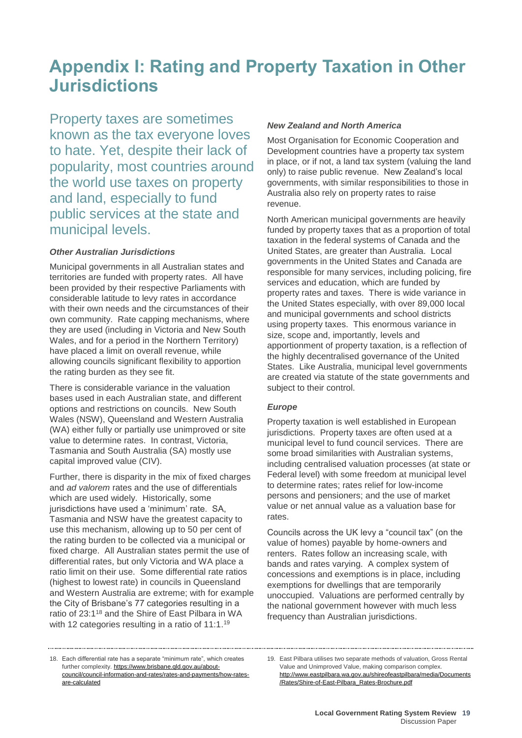# Appendix I: Rating and Property Taxation in Other Jurisdictions

Property taxes are sometimes known as the tax everyone loves to hate. Yet, despite their lack of popularity, most countries around the world use taxes on property and land, especially to fund public services at the state and municipal levels.

### *Other Australian Jurisdictions*

Municipal governments in all Australian states and territories are funded with property rates. All have been provided by their respective Parliaments with considerable latitude to levy rates in accordance with their own needs and the circumstances of their own community. Rate capping mechanisms, where they are used (including in Victoria and New South Wales, and for a period in the Northern Territory) have placed a limit on overall revenue, while allowing councils significant flexibility to apportion the rating burden as they see fit.

There is considerable variance in the valuation bases used in each Australian state, and different options and restrictions on councils. New South Wales (NSW), Queensland and Western Australia (WA) either fully or partially use unimproved or site value to determine rates. In contrast, Victoria, Tasmania and South Australia (SA) mostly use capital improved value (CIV).

Further, there is disparity in the mix of fixed charges and *ad valorem* rates and the use of differentials which are used widely. Historically, some jurisdictions have used a 'minimum' rate. SA, Tasmania and NSW have the greatest capacity to use this mechanism, allowing up to 50 per cent of the rating burden to be collected via a municipal or fixed charge. All Australian states permit the use of differential rates, but only Victoria and WA place a ratio limit on their use. Some differential rate ratios (highest to lowest rate) in councils in Queensland and Western Australia are extreme; with for example the City of Brisbane's 77 categories resulting in a ratio of 23:1[18] and the Shire of East Pilbara in WA with 12 categories resulting in a ratio of 11:1.[19]

### *New Zealand and North America*

Most Organisation for Economic Cooperation and Development countries have a property tax system in place, or if not, a land tax system (valuing the land only) to raise public revenue. New Zealand's local governments, with similar responsibilities to those in Australia also rely on property rates to raise revenue.

North American municipal governments are heavily funded by property taxes that as a proportion of total taxation in the federal systems of Canada and the United States, are greater than Australia. Local governments in the United States and Canada are responsible for many services, including policing, fire services and education, which are funded by property rates and taxes. There is wide variance in the United States especially, with over 89,000 local and municipal governments and school districts using property taxes. This enormous variance in size, scope and, importantly, levels and apportionment of property taxation, is a reflection of the highly decentralised governance of the United States. Like Australia, municipal level governments are created via statute of the state governments and subject to their control.

### *Europe*

Property taxation is well established in European jurisdictions. Property taxes are often used at a municipal level to fund council services. There are some broad similarities with Australian systems, including centralised valuation processes (at state or Federal level) with some freedom at municipal level to determine rates; rates relief for low-income persons and pensioners; and the use of market value or net annual value as a valuation base for rates.

Councils across the UK levy a "council tax" (on the value of homes) payable by home-owners and renters. Rates follow an increasing scale, with bands and rates varying. A complex system of concessions and exemptions is in place, including exemptions for dwellings that are temporarily unoccupied. Valuations are performed centrally by the national government however with much less frequency than Australian jurisdictions.

---

18. Each differential rate has a separate "minimum rate", which creates further complexity. https://www.brisbane.qld.gov.au/about-council/council-information-and-rates/rates-and-payments/how-rates-are-calculated

19. East Pilbara utilises two separate methods of valuation, Gross Rental Value and Unimproved Value, making comparison complex. http://www.eastpilbara.wa.gov.au/shireofeastpilbara/media/Documents/Rates/Shire-of-East-Pilbara_Rates-Brochure.pdf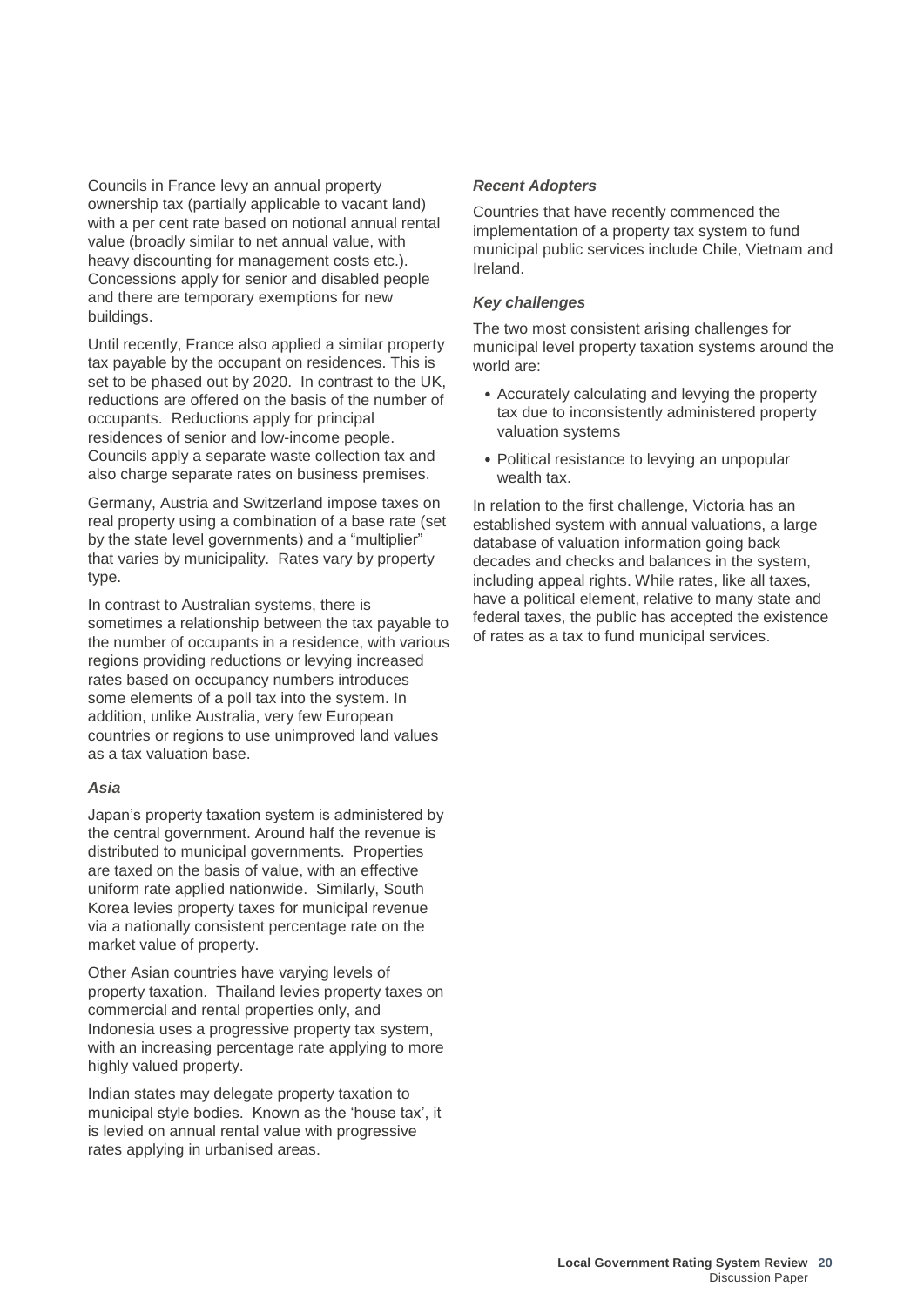Councils in France levy an annual property ownership tax (partially applicable to vacant land) with a per cent rate based on notional annual rental value (broadly similar to net annual value, with heavy discounting for management costs etc.). Concessions apply for senior and disabled people and there are temporary exemptions for new buildings.

Until recently, France also applied a similar property tax payable by the occupant on residences. This is set to be phased out by 2020. In contrast to the UK, reductions are offered on the basis of the number of occupants. Reductions apply for principal residences of senior and low-income people. Councils apply a separate waste collection tax and also charge separate rates on business premises.

Germany, Austria and Switzerland impose taxes on real property using a combination of a base rate (set by the state level governments) and a "multiplier" that varies by municipality. Rates vary by property type.

In contrast to Australian systems, there is sometimes a relationship between the tax payable to the number of occupants in a residence, with various regions providing reductions or levying increased rates based on occupancy numbers introduces some elements of a poll tax into the system. In addition, unlike Australia, very few European countries or regions to use unimproved land values as a tax valuation base.

### *Asia*

Japan's property taxation system is administered by the central government. Around half the revenue is distributed to municipal governments. Properties are taxed on the basis of value, with an effective uniform rate applied nationwide. Similarly, South Korea levies property taxes for municipal revenue via a nationally consistent percentage rate on the market value of property.

Other Asian countries have varying levels of property taxation. Thailand levies property taxes on commercial and rental properties only, and Indonesia uses a progressive property tax system, with an increasing percentage rate applying to more highly valued property.

Indian states may delegate property taxation to municipal style bodies. Known as the 'house tax', it is levied on annual rental value with progressive rates applying in urbanised areas.

### *Recent Adopters*

Countries that have recently commenced the implementation of a property tax system to fund municipal public services include Chile, Vietnam and Ireland.

### *Key challenges*

The two most consistent arising challenges for municipal level property taxation systems around the world are:

- Accurately calculating and levying the property tax due to inconsistently administered property valuation systems
- Political resistance to levying an unpopular wealth tax.

In relation to the first challenge, Victoria has an established system with annual valuations, a large database of valuation information going back decades and checks and balances in the system, including appeal rights. While rates, like all taxes, have a political element, relative to many state and federal taxes, the public has accepted the existence of rates as a tax to fund municipal services.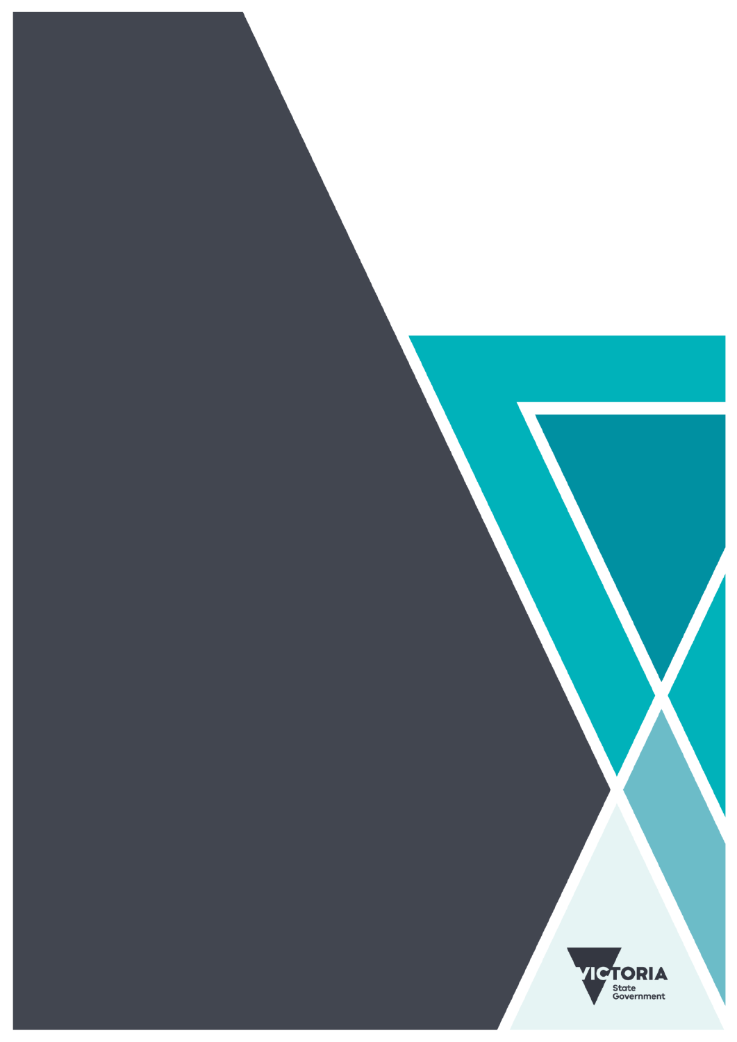VICTORIA

State Government